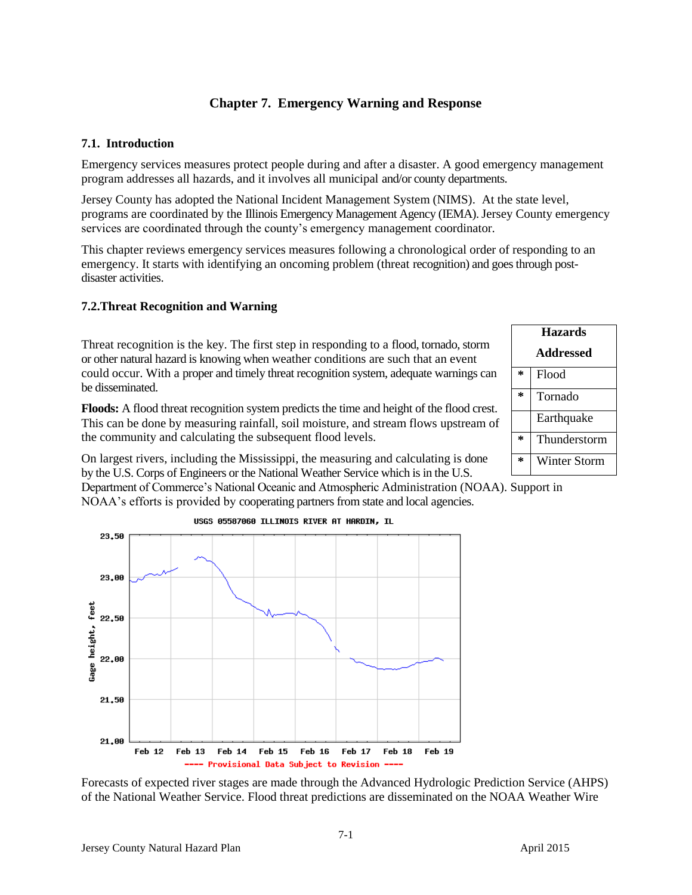# Chapter 7. Emergency Warning and Response

## 7.1. Introduction

Emergency services measures protect people during and after a disaster. A good emergency management program addresses all hazards, and it involves all municipal and/or county departments.

Jersey County has adopted the National Incident Management System (NIMS). At the state level, programs are coordinated by the Illinois Emergency Management Agency (IEMA). Jersey County emergency services are coordinated through the county's emergency management coordinator.

This chapter reviews emergency services measures following a chronological order of responding to an emergency. It starts with identifying an oncoming problem (threat recognition) and goes through post-disaster activities.

## 7.2.Threat Recognition and Warning

| Hazards Addressed | |
|---|---|
| * | Flood |
| * | Tornado |
| | Earthquake |
| * | Thunderstorm |
| * | Winter Storm |

Threat recognition is the key. The first step in responding to a flood, tornado, storm or other natural hazard is knowing when weather conditions are such that an event could occur. With a proper and timely threat recognition system, adequate warnings can be disseminated.

**Floods:** A flood threat recognition system predicts the time and height of the flood crest. This can be done by measuring rainfall, soil moisture, and stream flows upstream of the community and calculating the subsequent flood levels.

On largest rivers, including the Mississippi, the measuring and calculating is done by the U.S. Corps of Engineers or the National Weather Service which is in the U.S. Department of Commerce's National Oceanic and Atmospheric Administration (NOAA). Support in NOAA's efforts is provided by cooperating partners from state and local agencies.

USGS 05587060 ILLINOIS RIVER AT HARDIN, IL

Gage height, feet (21.00–23.50); Feb 12 – Feb 19

---- Provisional Data Subject to Revision ----

Forecasts of expected river stages are made through the Advanced Hydrologic Prediction Service (AHPS) of the National Weather Service. Flood threat predictions are disseminated on the NOAA Weather Wire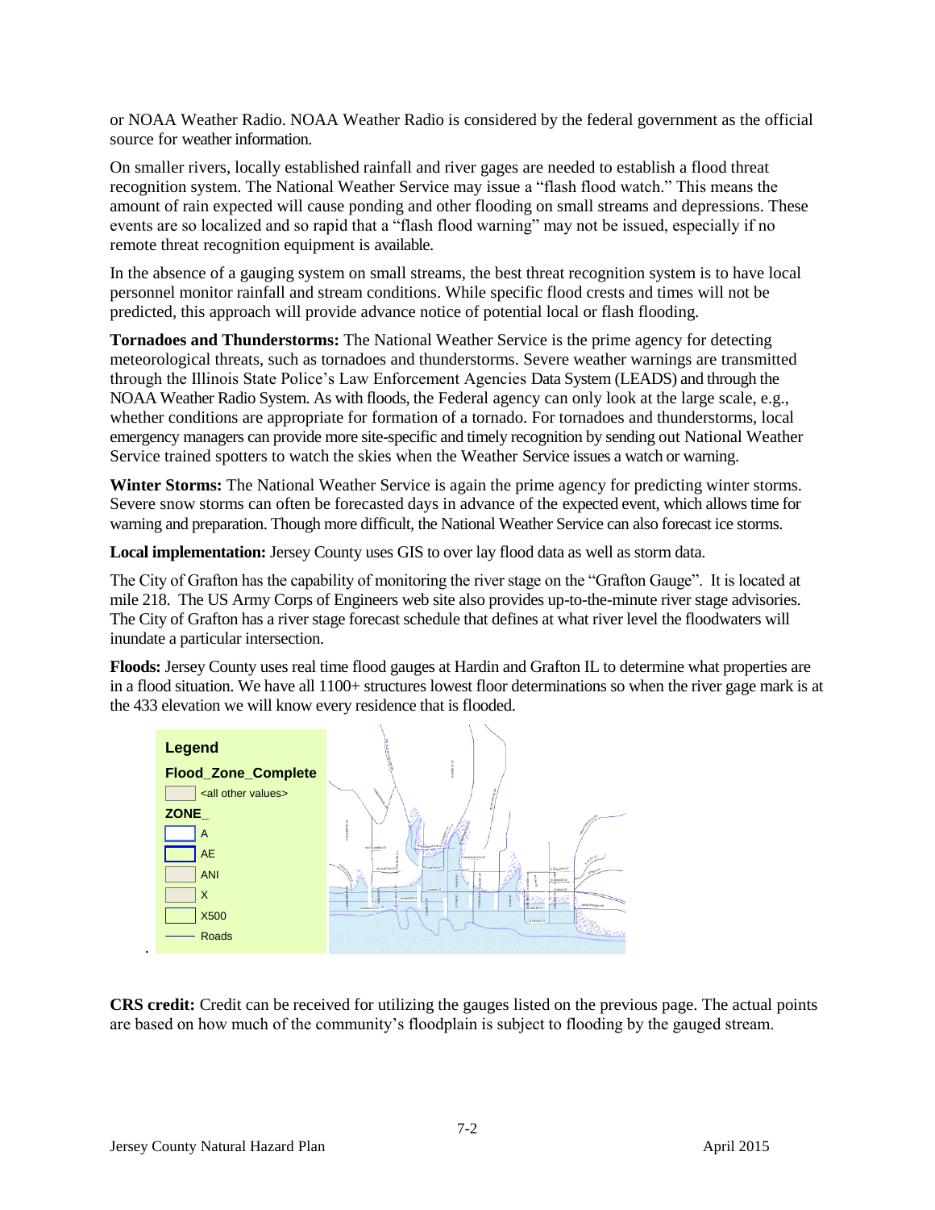or NOAA Weather Radio. NOAA Weather Radio is considered by the federal government as the official source for weather information.

On smaller rivers, locally established rainfall and river gages are needed to establish a flood threat recognition system. The National Weather Service may issue a "flash flood watch." This means the amount of rain expected will cause ponding and other flooding on small streams and depressions. These events are so localized and so rapid that a "flash flood warning" may not be issued, especially if no remote threat recognition equipment is available.

In the absence of a gauging system on small streams, the best threat recognition system is to have local personnel monitor rainfall and stream conditions. While specific flood crests and times will not be predicted, this approach will provide advance notice of potential local or flash flooding.

**Tornadoes and Thunderstorms:** The National Weather Service is the prime agency for detecting meteorological threats, such as tornadoes and thunderstorms. Severe weather warnings are transmitted through the Illinois State Police's Law Enforcement Agencies Data System (LEADS) and through the NOAA Weather Radio System. As with floods, the Federal agency can only look at the large scale, e.g., whether conditions are appropriate for formation of a tornado. For tornadoes and thunderstorms, local emergency managers can provide more site-specific and timely recognition by sending out National Weather Service trained spotters to watch the skies when the Weather Service issues a watch or warning.

**Winter Storms:** The National Weather Service is again the prime agency for predicting winter storms. Severe snow storms can often be forecasted days in advance of the expected event, which allows time for warning and preparation. Though more difficult, the National Weather Service can also forecast ice storms.

**Local implementation:** Jersey County uses GIS to over lay flood data as well as storm data.

The City of Grafton has the capability of monitoring the river stage on the "Grafton Gauge". It is located at mile 218. The US Army Corps of Engineers web site also provides up-to-the-minute river stage advisories. The City of Grafton has a river stage forecast schedule that defines at what river level the floodwaters will inundate a particular intersection.

**Floods:** Jersey County uses real time flood gauges at Hardin and Grafton IL to determine what properties are in a flood situation. We have all 1100+ structures lowest floor determinations so when the river gage mark is at the 433 elevation we will know every residence that is flooded.

**Legend**

**Flood_Zone_Complete**

- <all other values>

**ZONE_**

- A
- AE
- ANI
- X
- X500
- Roads

**CRS credit:** Credit can be received for utilizing the gauges listed on the previous page. The actual points are based on how much of the community's floodplain is subject to flooding by the gauged stream.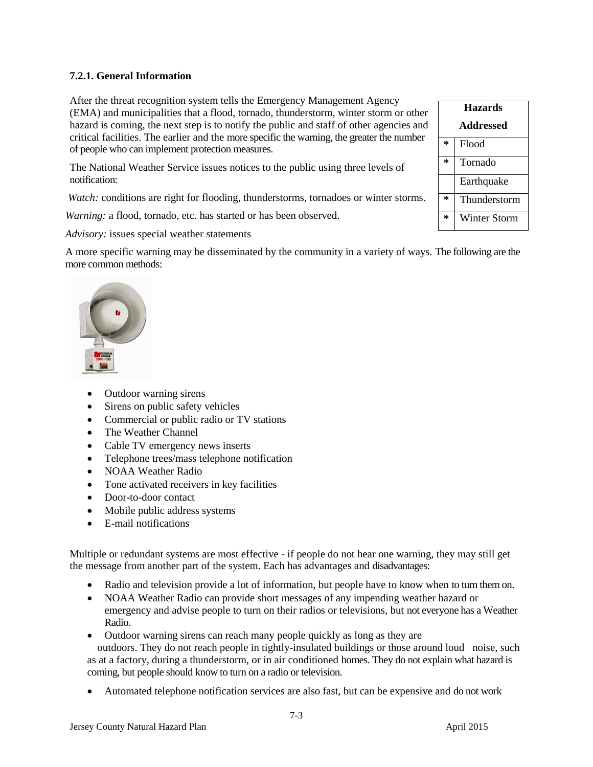### 7.2.1. General Information

| Hazards Addressed | |
|---|---|
| * | Flood |
| * | Tornado |
| | Earthquake |
| * | Thunderstorm |
| * | Winter Storm |

After the threat recognition system tells the Emergency Management Agency (EMA) and municipalities that a flood, tornado, thunderstorm, winter storm or other hazard is coming, the next step is to notify the public and staff of other agencies and critical facilities. The earlier and the more specific the warning, the greater the number of people who can implement protection measures.

The National Weather Service issues notices to the public using three levels of notification:

*Watch:* conditions are right for flooding, thunderstorms, tornadoes or winter storms.

*Warning:* a flood, tornado, etc. has started or has been observed.

*Advisory:* issues special weather statements

A more specific warning may be disseminated by the community in a variety of ways. The following are the more common methods:

- Outdoor warning sirens
- Sirens on public safety vehicles
- Commercial or public radio or TV stations
- The Weather Channel
- Cable TV emergency news inserts
- Telephone trees/mass telephone notification
- NOAA Weather Radio
- Tone activated receivers in key facilities
- Door-to-door contact
- Mobile public address systems
- E-mail notifications

Multiple or redundant systems are most effective - if people do not hear one warning, they may still get the message from another part of the system. Each has advantages and disadvantages:

- Radio and television provide a lot of information, but people have to know when to turn them on.
- NOAA Weather Radio can provide short messages of any impending weather hazard or emergency and advise people to turn on their radios or televisions, but not everyone has a Weather Radio.
- Outdoor warning sirens can reach many people quickly as long as they are outdoors. They do not reach people in tightly-insulated buildings or those around loud noise, such as at a factory, during a thunderstorm, or in air conditioned homes. They do not explain what hazard is coming, but people should know to turn on a radio or television.
- Automated telephone notification services are also fast, but can be expensive and do not work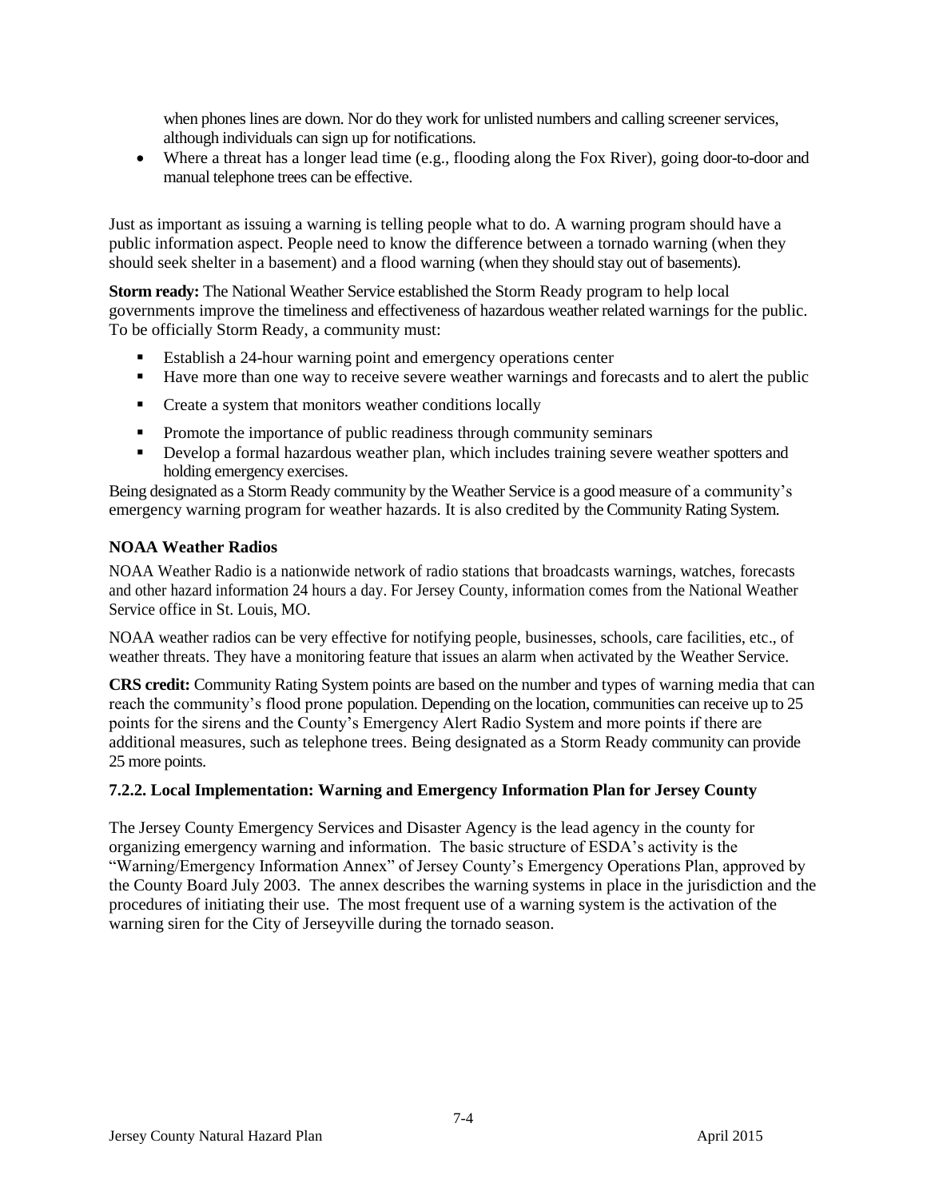when phones lines are down. Nor do they work for unlisted numbers and calling screener services, although individuals can sign up for notifications.

- Where a threat has a longer lead time (e.g., flooding along the Fox River), going door-to-door and manual telephone trees can be effective.

Just as important as issuing a warning is telling people what to do. A warning program should have a public information aspect. People need to know the difference between a tornado warning (when they should seek shelter in a basement) and a flood warning (when they should stay out of basements).

**Storm ready:** The National Weather Service established the Storm Ready program to help local governments improve the timeliness and effectiveness of hazardous weather related warnings for the public. To be officially Storm Ready, a community must:

- Establish a 24-hour warning point and emergency operations center
- Have more than one way to receive severe weather warnings and forecasts and to alert the public
- Create a system that monitors weather conditions locally
- Promote the importance of public readiness through community seminars
- Develop a formal hazardous weather plan, which includes training severe weather spotters and holding emergency exercises.

Being designated as a Storm Ready community by the Weather Service is a good measure of a community's emergency warning program for weather hazards. It is also credited by the Community Rating System.

**NOAA Weather Radios**

NOAA Weather Radio is a nationwide network of radio stations that broadcasts warnings, watches, forecasts and other hazard information 24 hours a day. For Jersey County, information comes from the National Weather Service office in St. Louis, MO.

NOAA weather radios can be very effective for notifying people, businesses, schools, care facilities, etc., of weather threats. They have a monitoring feature that issues an alarm when activated by the Weather Service.

**CRS credit:** Community Rating System points are based on the number and types of warning media that can reach the community's flood prone population. Depending on the location, communities can receive up to 25 points for the sirens and the County's Emergency Alert Radio System and more points if there are additional measures, such as telephone trees. Being designated as a Storm Ready community can provide 25 more points.

### 7.2.2. Local Implementation: Warning and Emergency Information Plan for Jersey County

The Jersey County Emergency Services and Disaster Agency is the lead agency in the county for organizing emergency warning and information. The basic structure of ESDA's activity is the "Warning/Emergency Information Annex" of Jersey County's Emergency Operations Plan, approved by the County Board July 2003. The annex describes the warning systems in place in the jurisdiction and the procedures of initiating their use. The most frequent use of a warning system is the activation of the warning siren for the City of Jerseyville during the tornado season.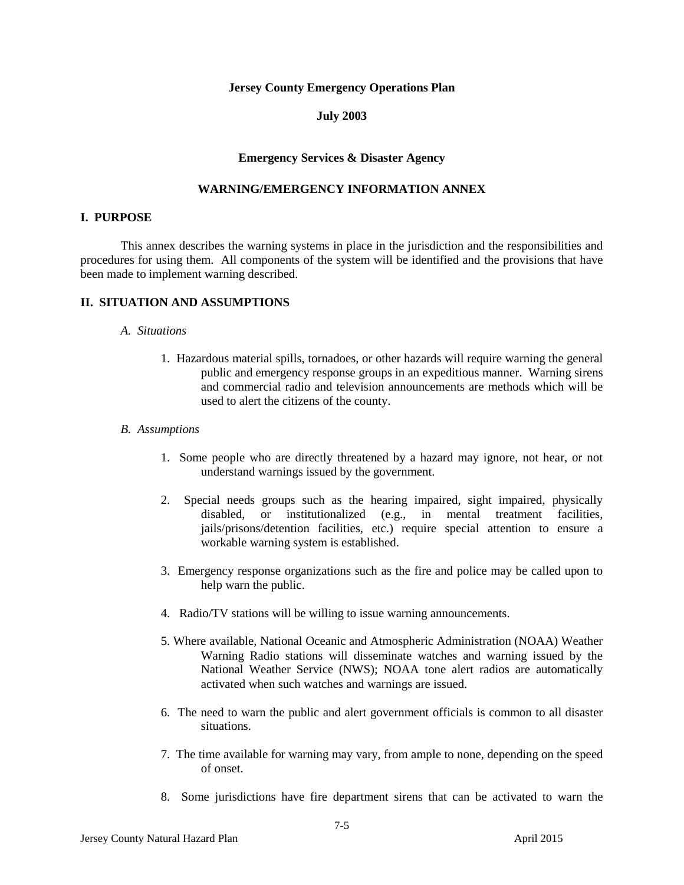**Jersey County Emergency Operations Plan**

**July 2003**

**Emergency Services & Disaster Agency**

**WARNING/EMERGENCY INFORMATION ANNEX**

## I. PURPOSE

This annex describes the warning systems in place in the jurisdiction and the responsibilities and procedures for using them. All components of the system will be identified and the provisions that have been made to implement warning described.

## II. SITUATION AND ASSUMPTIONS

*A. Situations*

1. Hazardous material spills, tornadoes, or other hazards will require warning the general public and emergency response groups in an expeditious manner. Warning sirens and commercial radio and television announcements are methods which will be used to alert the citizens of the county.

*B. Assumptions*

1. Some people who are directly threatened by a hazard may ignore, not hear, or not understand warnings issued by the government.
2. Special needs groups such as the hearing impaired, sight impaired, physically disabled, or institutionalized (e.g., in mental treatment facilities, jails/prisons/detention facilities, etc.) require special attention to ensure a workable warning system is established.
3. Emergency response organizations such as the fire and police may be called upon to help warn the public.
4. Radio/TV stations will be willing to issue warning announcements.
5. Where available, National Oceanic and Atmospheric Administration (NOAA) Weather Warning Radio stations will disseminate watches and warning issued by the National Weather Service (NWS); NOAA tone alert radios are automatically activated when such watches and warnings are issued.
6. The need to warn the public and alert government officials is common to all disaster situations.
7. The time available for warning may vary, from ample to none, depending on the speed of onset.
8. Some jurisdictions have fire department sirens that can be activated to warn the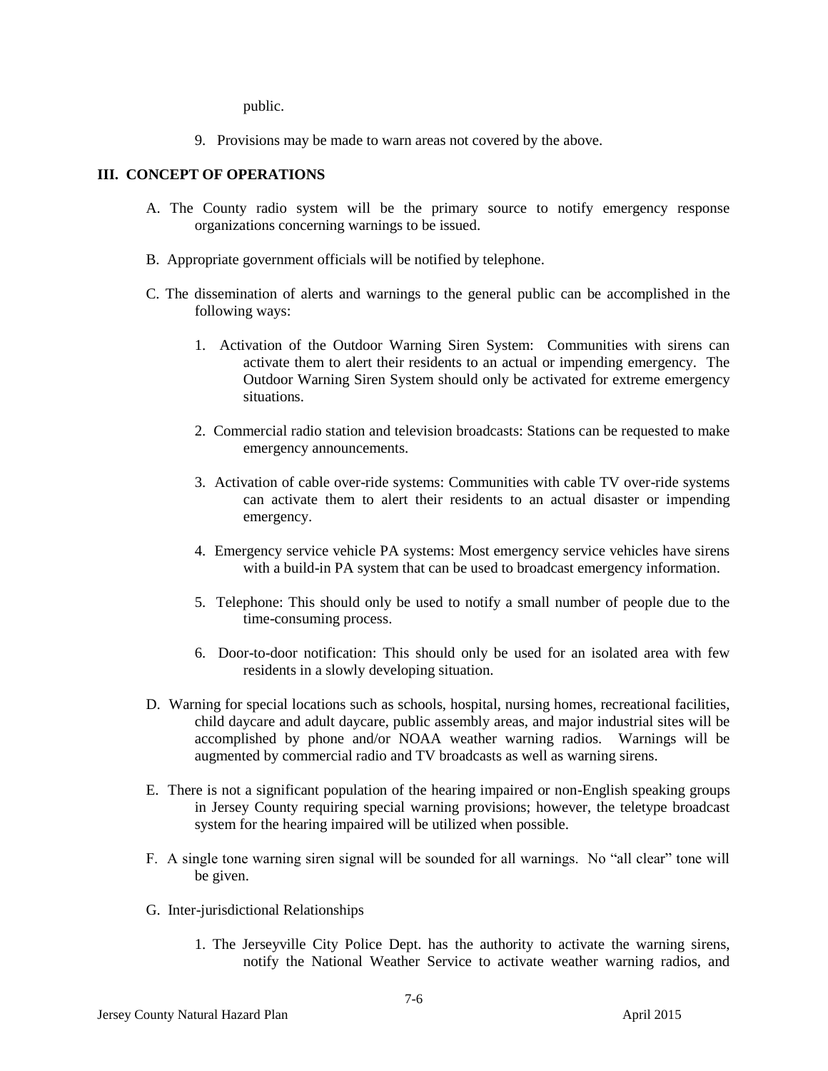public.

9. Provisions may be made to warn areas not covered by the above.

## III. CONCEPT OF OPERATIONS

A. The County radio system will be the primary source to notify emergency response organizations concerning warnings to be issued.

B. Appropriate government officials will be notified by telephone.

C. The dissemination of alerts and warnings to the general public can be accomplished in the following ways:

1. Activation of the Outdoor Warning Siren System: Communities with sirens can activate them to alert their residents to an actual or impending emergency. The Outdoor Warning Siren System should only be activated for extreme emergency situations.

2. Commercial radio station and television broadcasts: Stations can be requested to make emergency announcements.

3. Activation of cable over-ride systems: Communities with cable TV over-ride systems can activate them to alert their residents to an actual disaster or impending emergency.

4. Emergency service vehicle PA systems: Most emergency service vehicles have sirens with a build-in PA system that can be used to broadcast emergency information.

5. Telephone: This should only be used to notify a small number of people due to the time-consuming process.

6. Door-to-door notification: This should only be used for an isolated area with few residents in a slowly developing situation.

D. Warning for special locations such as schools, hospital, nursing homes, recreational facilities, child daycare and adult daycare, public assembly areas, and major industrial sites will be accomplished by phone and/or NOAA weather warning radios. Warnings will be augmented by commercial radio and TV broadcasts as well as warning sirens.

E. There is not a significant population of the hearing impaired or non-English speaking groups in Jersey County requiring special warning provisions; however, the teletype broadcast system for the hearing impaired will be utilized when possible.

F. A single tone warning siren signal will be sounded for all warnings. No "all clear" tone will be given.

G. Inter-jurisdictional Relationships

1. The Jerseyville City Police Dept. has the authority to activate the warning sirens, notify the National Weather Service to activate weather warning radios, and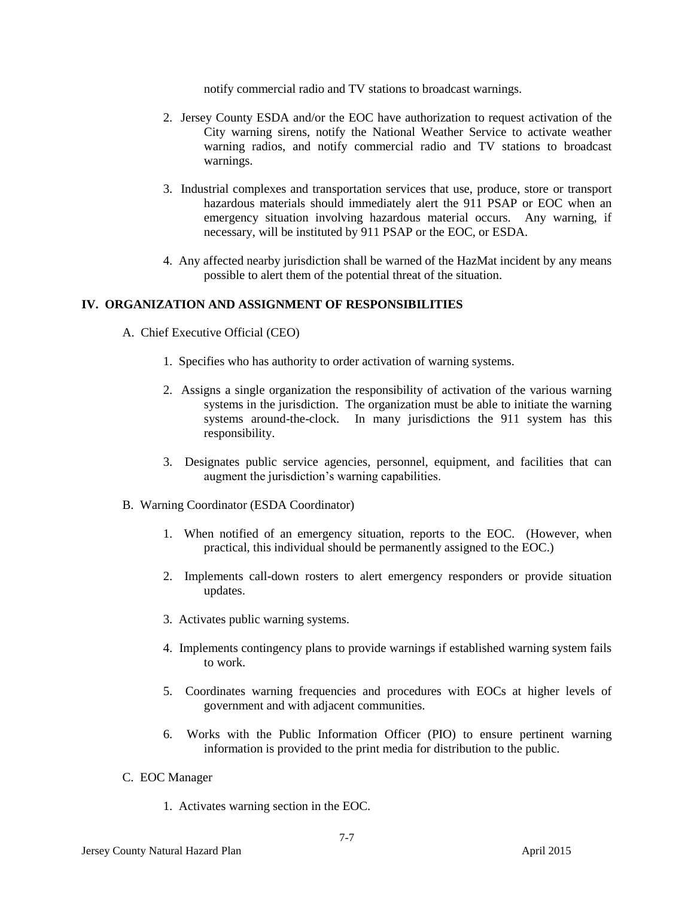notify commercial radio and TV stations to broadcast warnings.

2. Jersey County ESDA and/or the EOC have authorization to request activation of the City warning sirens, notify the National Weather Service to activate weather warning radios, and notify commercial radio and TV stations to broadcast warnings.

3. Industrial complexes and transportation services that use, produce, store or transport hazardous materials should immediately alert the 911 PSAP or EOC when an emergency situation involving hazardous material occurs. Any warning, if necessary, will be instituted by 911 PSAP or the EOC, or ESDA.

4. Any affected nearby jurisdiction shall be warned of the HazMat incident by any means possible to alert them of the potential threat of the situation.

## IV. ORGANIZATION AND ASSIGNMENT OF RESPONSIBILITIES

A. Chief Executive Official (CEO)

1. Specifies who has authority to order activation of warning systems.

2. Assigns a single organization the responsibility of activation of the various warning systems in the jurisdiction. The organization must be able to initiate the warning systems around-the-clock. In many jurisdictions the 911 system has this responsibility.

3. Designates public service agencies, personnel, equipment, and facilities that can augment the jurisdiction's warning capabilities.

B. Warning Coordinator (ESDA Coordinator)

1. When notified of an emergency situation, reports to the EOC. (However, when practical, this individual should be permanently assigned to the EOC.)

2. Implements call-down rosters to alert emergency responders or provide situation updates.

3. Activates public warning systems.

4. Implements contingency plans to provide warnings if established warning system fails to work.

5. Coordinates warning frequencies and procedures with EOCs at higher levels of government and with adjacent communities.

6. Works with the Public Information Officer (PIO) to ensure pertinent warning information is provided to the print media for distribution to the public.

C. EOC Manager

1. Activates warning section in the EOC.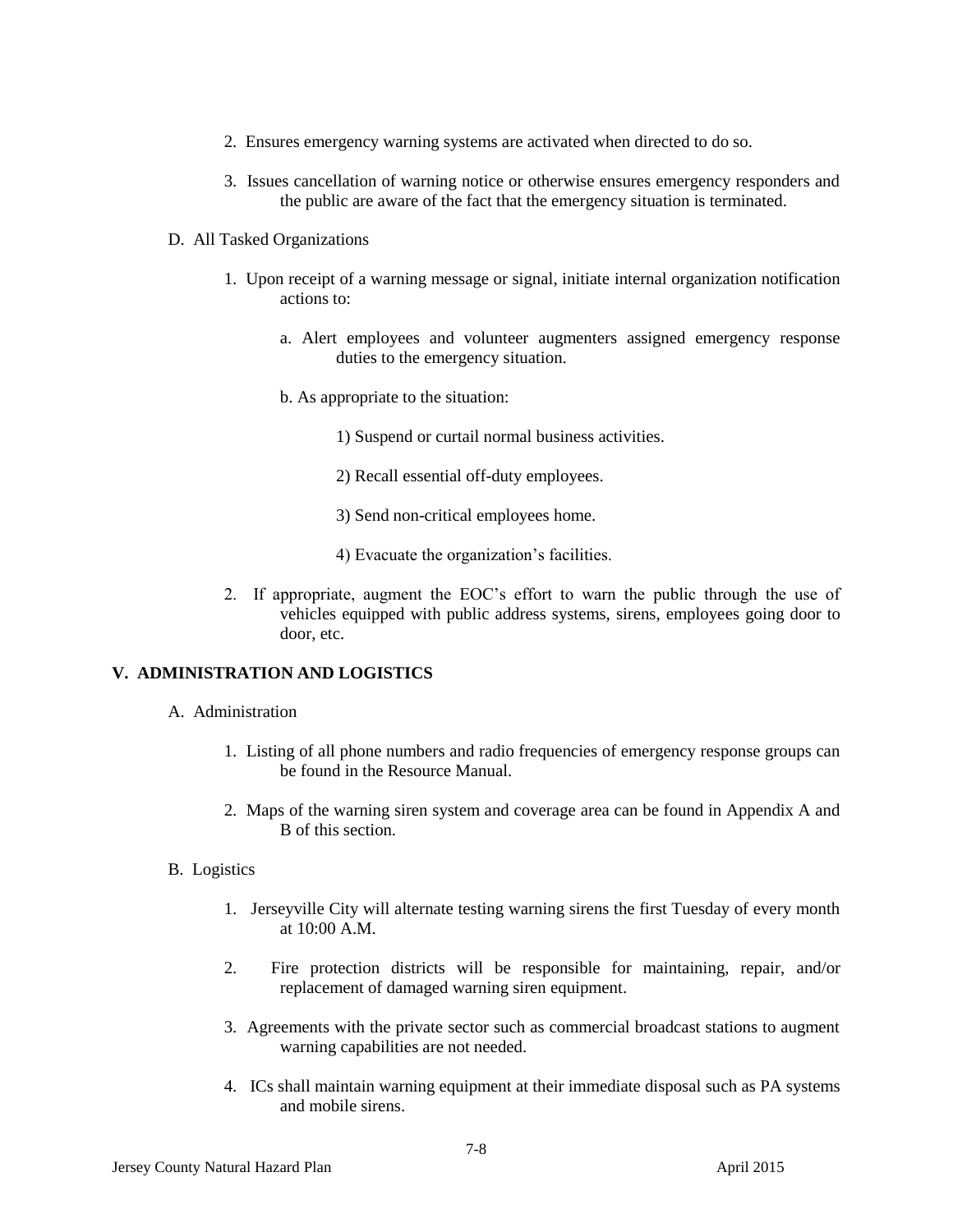2. Ensures emergency warning systems are activated when directed to do so.

3. Issues cancellation of warning notice or otherwise ensures emergency responders and the public are aware of the fact that the emergency situation is terminated.

D. All Tasked Organizations

1. Upon receipt of a warning message or signal, initiate internal organization notification actions to:

   a. Alert employees and volunteer augmenters assigned emergency response duties to the emergency situation.

   b. As appropriate to the situation:

      1) Suspend or curtail normal business activities.

      2) Recall essential off-duty employees.

      3) Send non-critical employees home.

      4) Evacuate the organization's facilities.

2. If appropriate, augment the EOC's effort to warn the public through the use of vehicles equipped with public address systems, sirens, employees going door to door, etc.

## V. ADMINISTRATION AND LOGISTICS

A. Administration

1. Listing of all phone numbers and radio frequencies of emergency response groups can be found in the Resource Manual.

2. Maps of the warning siren system and coverage area can be found in Appendix A and B of this section.

B. Logistics

1. Jerseyville City will alternate testing warning sirens the first Tuesday of every month at 10:00 A.M.

2. Fire protection districts will be responsible for maintaining, repair, and/or replacement of damaged warning siren equipment.

3. Agreements with the private sector such as commercial broadcast stations to augment warning capabilities are not needed.

4. ICs shall maintain warning equipment at their immediate disposal such as PA systems and mobile sirens.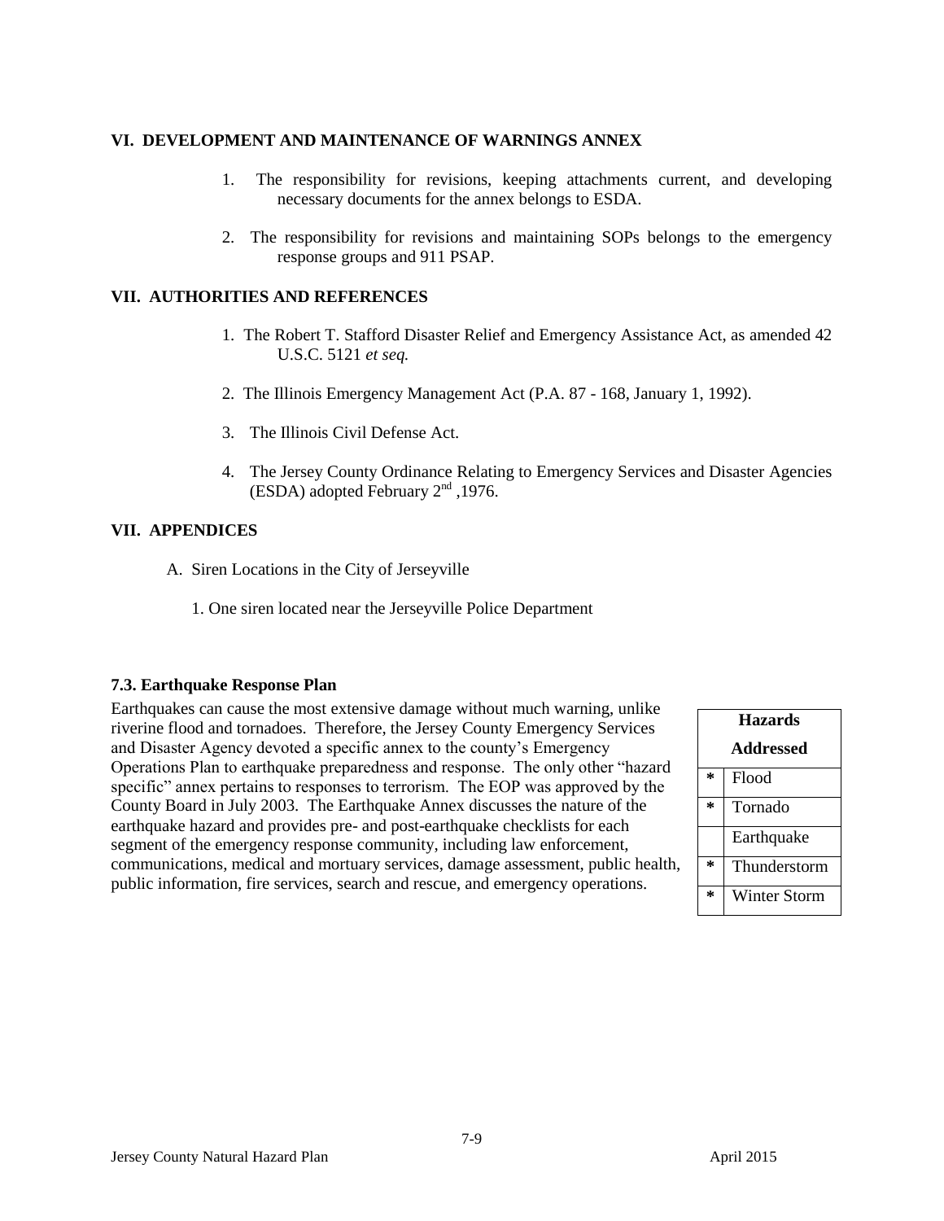## VI. DEVELOPMENT AND MAINTENANCE OF WARNINGS ANNEX

1. The responsibility for revisions, keeping attachments current, and developing necessary documents for the annex belongs to ESDA.

2. The responsibility for revisions and maintaining SOPs belongs to the emergency response groups and 911 PSAP.

## VII. AUTHORITIES AND REFERENCES

1. The Robert T. Stafford Disaster Relief and Emergency Assistance Act, as amended 42 U.S.C. 5121 *et seq.*

2. The Illinois Emergency Management Act (P.A. 87 - 168, January 1, 1992).

3. The Illinois Civil Defense Act.

4. The Jersey County Ordinance Relating to Emergency Services and Disaster Agencies (ESDA) adopted February 2nd ,1976.

## VII. APPENDICES

A. Siren Locations in the City of Jerseyville

1. One siren located near the Jerseyville Police Department

### 7.3. Earthquake Response Plan

Earthquakes can cause the most extensive damage without much warning, unlike riverine flood and tornadoes. Therefore, the Jersey County Emergency Services and Disaster Agency devoted a specific annex to the county's Emergency Operations Plan to earthquake preparedness and response. The only other "hazard specific" annex pertains to responses to terrorism. The EOP was approved by the County Board in July 2003. The Earthquake Annex discusses the nature of the earthquake hazard and provides pre- and post-earthquake checklists for each segment of the emergency response community, including law enforcement, communications, medical and mortuary services, damage assessment, public health, public information, fire services, search and rescue, and emergency operations.

| Hazards Addressed | |
|---|---|
| * | Flood |
| * | Tornado |
| | Earthquake |
| * | Thunderstorm |
| * | Winter Storm |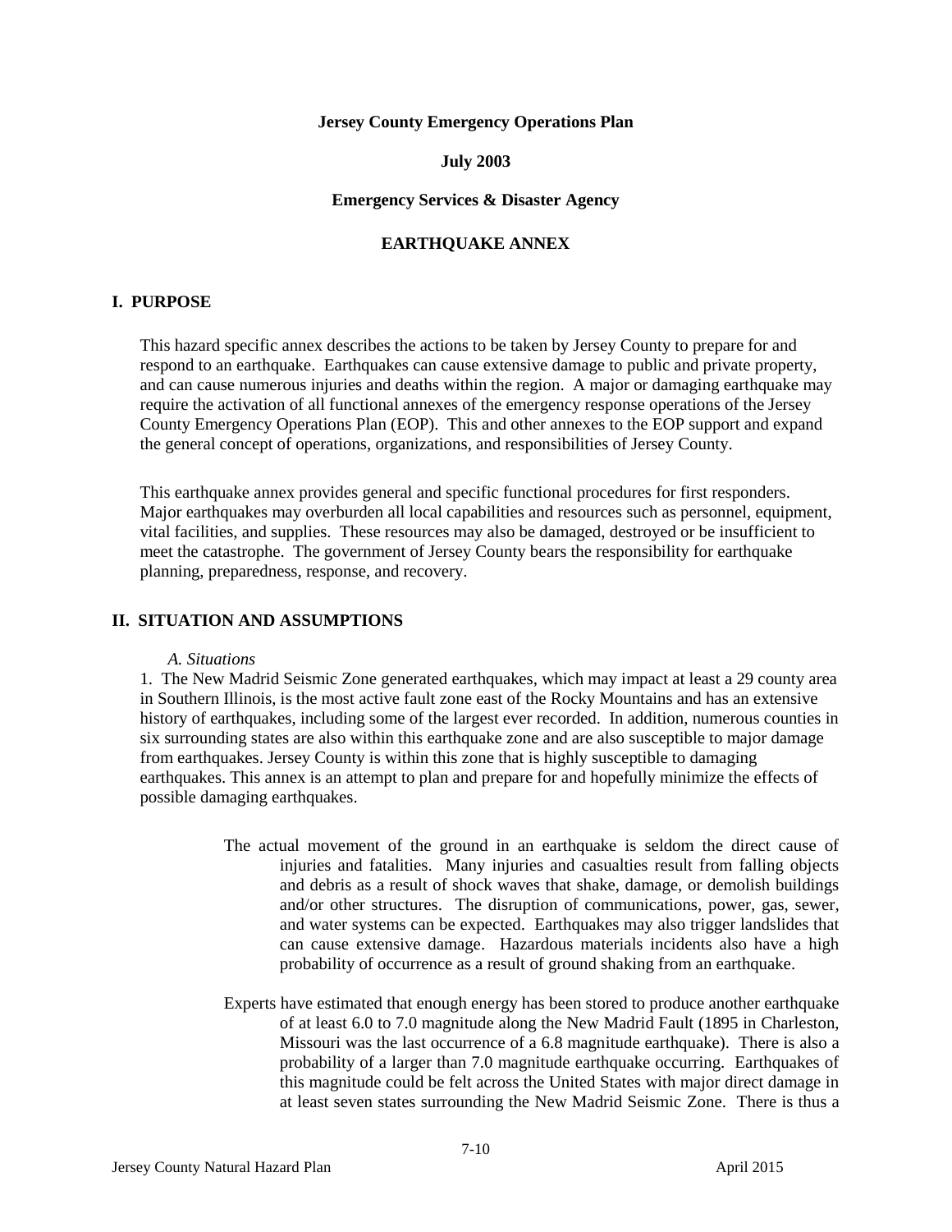**Jersey County Emergency Operations Plan**

**July 2003**

**Emergency Services & Disaster Agency**

**EARTHQUAKE ANNEX**

## I. PURPOSE

This hazard specific annex describes the actions to be taken by Jersey County to prepare for and respond to an earthquake. Earthquakes can cause extensive damage to public and private property, and can cause numerous injuries and deaths within the region. A major or damaging earthquake may require the activation of all functional annexes of the emergency response operations of the Jersey County Emergency Operations Plan (EOP). This and other annexes to the EOP support and expand the general concept of operations, organizations, and responsibilities of Jersey County.

This earthquake annex provides general and specific functional procedures for first responders. Major earthquakes may overburden all local capabilities and resources such as personnel, equipment, vital facilities, and supplies. These resources may also be damaged, destroyed or be insufficient to meet the catastrophe. The government of Jersey County bears the responsibility for earthquake planning, preparedness, response, and recovery.

## II. SITUATION AND ASSUMPTIONS

*A. Situations*

1. The New Madrid Seismic Zone generated earthquakes, which may impact at least a 29 county area in Southern Illinois, is the most active fault zone east of the Rocky Mountains and has an extensive history of earthquakes, including some of the largest ever recorded. In addition, numerous counties in six surrounding states are also within this earthquake zone and are also susceptible to major damage from earthquakes. Jersey County is within this zone that is highly susceptible to damaging earthquakes. This annex is an attempt to plan and prepare for and hopefully minimize the effects of possible damaging earthquakes.

The actual movement of the ground in an earthquake is seldom the direct cause of injuries and fatalities. Many injuries and casualties result from falling objects and debris as a result of shock waves that shake, damage, or demolish buildings and/or other structures. The disruption of communications, power, gas, sewer, and water systems can be expected. Earthquakes may also trigger landslides that can cause extensive damage. Hazardous materials incidents also have a high probability of occurrence as a result of ground shaking from an earthquake.

Experts have estimated that enough energy has been stored to produce another earthquake of at least 6.0 to 7.0 magnitude along the New Madrid Fault (1895 in Charleston, Missouri was the last occurrence of a 6.8 magnitude earthquake). There is also a probability of a larger than 7.0 magnitude earthquake occurring. Earthquakes of this magnitude could be felt across the United States with major direct damage in at least seven states surrounding the New Madrid Seismic Zone. There is thus a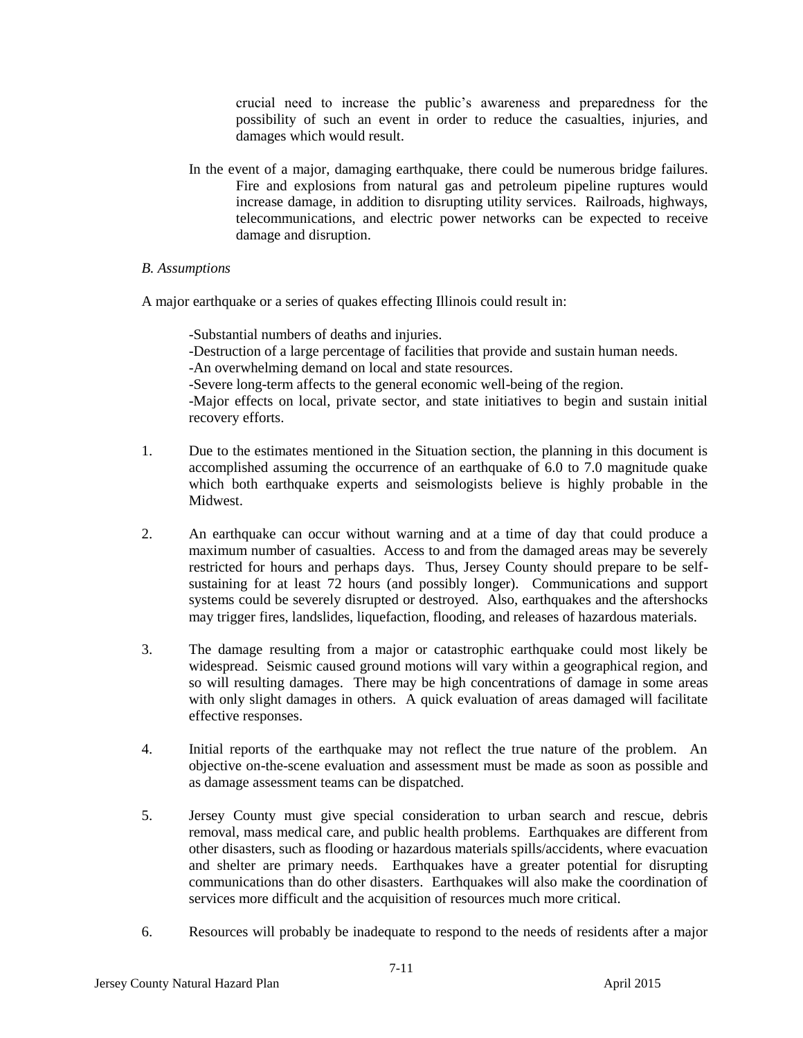crucial need to increase the public's awareness and preparedness for the possibility of such an event in order to reduce the casualties, injuries, and damages which would result.

In the event of a major, damaging earthquake, there could be numerous bridge failures. Fire and explosions from natural gas and petroleum pipeline ruptures would increase damage, in addition to disrupting utility services. Railroads, highways, telecommunications, and electric power networks can be expected to receive damage and disruption.

*B. Assumptions*

A major earthquake or a series of quakes effecting Illinois could result in:

-Substantial numbers of deaths and injuries.
-Destruction of a large percentage of facilities that provide and sustain human needs.
-An overwhelming demand on local and state resources.
-Severe long-term affects to the general economic well-being of the region.
-Major effects on local, private sector, and state initiatives to begin and sustain initial recovery efforts.

1. Due to the estimates mentioned in the Situation section, the planning in this document is accomplished assuming the occurrence of an earthquake of 6.0 to 7.0 magnitude quake which both earthquake experts and seismologists believe is highly probable in the Midwest.

2. An earthquake can occur without warning and at a time of day that could produce a maximum number of casualties. Access to and from the damaged areas may be severely restricted for hours and perhaps days. Thus, Jersey County should prepare to be self-sustaining for at least 72 hours (and possibly longer). Communications and support systems could be severely disrupted or destroyed. Also, earthquakes and the aftershocks may trigger fires, landslides, liquefaction, flooding, and releases of hazardous materials.

3. The damage resulting from a major or catastrophic earthquake could most likely be widespread. Seismic caused ground motions will vary within a geographical region, and so will resulting damages. There may be high concentrations of damage in some areas with only slight damages in others. A quick evaluation of areas damaged will facilitate effective responses.

4. Initial reports of the earthquake may not reflect the true nature of the problem. An objective on-the-scene evaluation and assessment must be made as soon as possible and as damage assessment teams can be dispatched.

5. Jersey County must give special consideration to urban search and rescue, debris removal, mass medical care, and public health problems. Earthquakes are different from other disasters, such as flooding or hazardous materials spills/accidents, where evacuation and shelter are primary needs. Earthquakes have a greater potential for disrupting communications than do other disasters. Earthquakes will also make the coordination of services more difficult and the acquisition of resources much more critical.

6. Resources will probably be inadequate to respond to the needs of residents after a major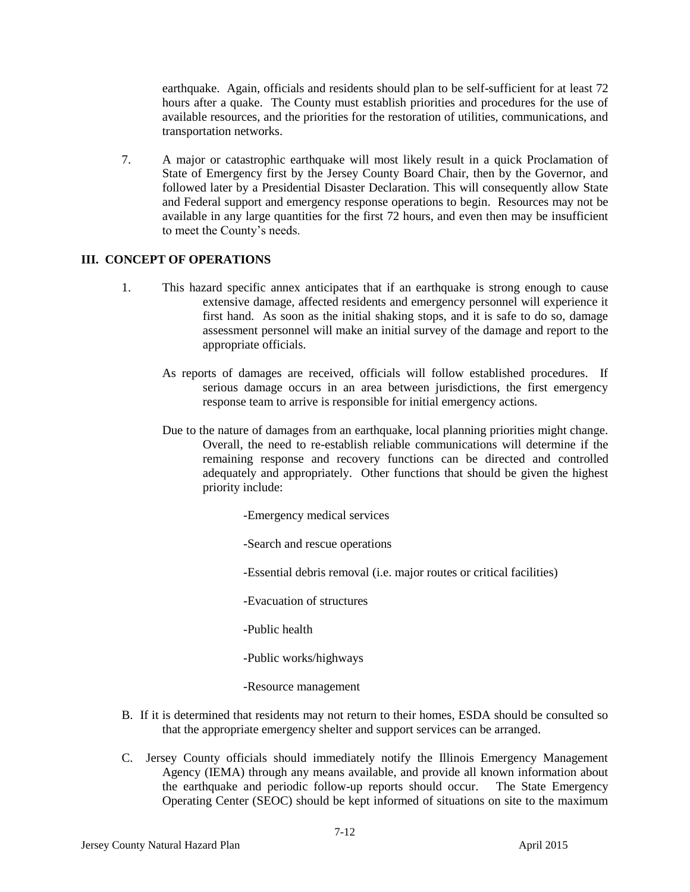earthquake. Again, officials and residents should plan to be self-sufficient for at least 72 hours after a quake. The County must establish priorities and procedures for the use of available resources, and the priorities for the restoration of utilities, communications, and transportation networks.

7. A major or catastrophic earthquake will most likely result in a quick Proclamation of State of Emergency first by the Jersey County Board Chair, then by the Governor, and followed later by a Presidential Disaster Declaration. This will consequently allow State and Federal support and emergency response operations to begin. Resources may not be available in any large quantities for the first 72 hours, and even then may be insufficient to meet the County's needs.

## III. CONCEPT OF OPERATIONS

1. This hazard specific annex anticipates that if an earthquake is strong enough to cause extensive damage, affected residents and emergency personnel will experience it first hand. As soon as the initial shaking stops, and it is safe to do so, damage assessment personnel will make an initial survey of the damage and report to the appropriate officials.

   As reports of damages are received, officials will follow established procedures. If serious damage occurs in an area between jurisdictions, the first emergency response team to arrive is responsible for initial emergency actions.

   Due to the nature of damages from an earthquake, local planning priorities might change. Overall, the need to re-establish reliable communications will determine if the remaining response and recovery functions can be directed and controlled adequately and appropriately. Other functions that should be given the highest priority include:

   - Emergency medical services
   - Search and rescue operations
   - Essential debris removal (i.e. major routes or critical facilities)
   - Evacuation of structures
   - Public health
   - Public works/highways
   - Resource management

B. If it is determined that residents may not return to their homes, ESDA should be consulted so that the appropriate emergency shelter and support services can be arranged.

C. Jersey County officials should immediately notify the Illinois Emergency Management Agency (IEMA) through any means available, and provide all known information about the earthquake and periodic follow-up reports should occur. The State Emergency Operating Center (SEOC) should be kept informed of situations on site to the maximum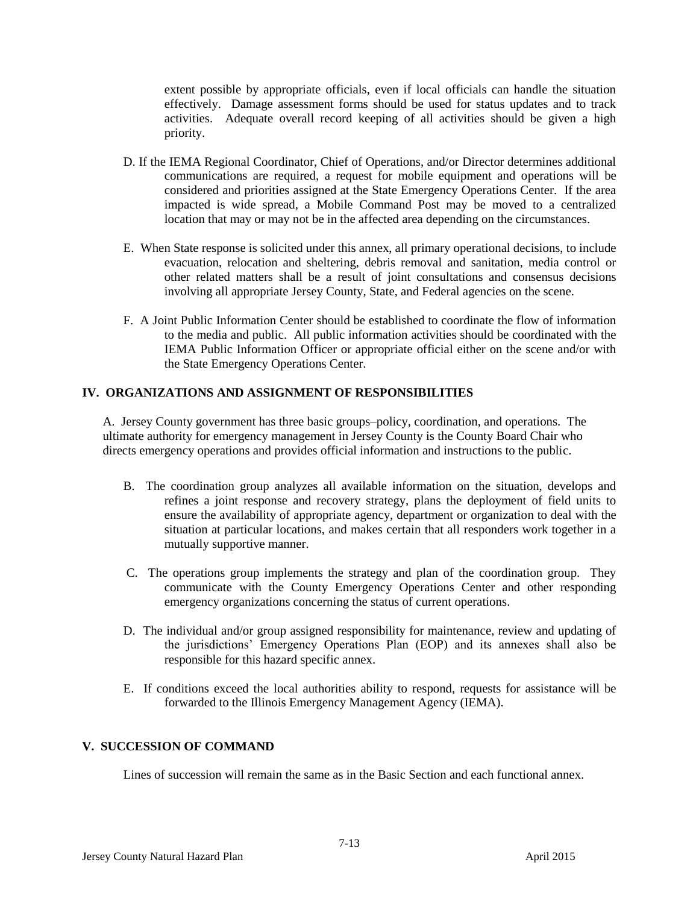extent possible by appropriate officials, even if local officials can handle the situation effectively. Damage assessment forms should be used for status updates and to track activities. Adequate overall record keeping of all activities should be given a high priority.

D. If the IEMA Regional Coordinator, Chief of Operations, and/or Director determines additional communications are required, a request for mobile equipment and operations will be considered and priorities assigned at the State Emergency Operations Center. If the area impacted is wide spread, a Mobile Command Post may be moved to a centralized location that may or may not be in the affected area depending on the circumstances.

E. When State response is solicited under this annex, all primary operational decisions, to include evacuation, relocation and sheltering, debris removal and sanitation, media control or other related matters shall be a result of joint consultations and consensus decisions involving all appropriate Jersey County, State, and Federal agencies on the scene.

F. A Joint Public Information Center should be established to coordinate the flow of information to the media and public. All public information activities should be coordinated with the IEMA Public Information Officer or appropriate official either on the scene and/or with the State Emergency Operations Center.

## IV. ORGANIZATIONS AND ASSIGNMENT OF RESPONSIBILITIES

A. Jersey County government has three basic groups–policy, coordination, and operations. The ultimate authority for emergency management in Jersey County is the County Board Chair who directs emergency operations and provides official information and instructions to the public.

B. The coordination group analyzes all available information on the situation, develops and refines a joint response and recovery strategy, plans the deployment of field units to ensure the availability of appropriate agency, department or organization to deal with the situation at particular locations, and makes certain that all responders work together in a mutually supportive manner.

C. The operations group implements the strategy and plan of the coordination group. They communicate with the County Emergency Operations Center and other responding emergency organizations concerning the status of current operations.

D. The individual and/or group assigned responsibility for maintenance, review and updating of the jurisdictions' Emergency Operations Plan (EOP) and its annexes shall also be responsible for this hazard specific annex.

E. If conditions exceed the local authorities ability to respond, requests for assistance will be forwarded to the Illinois Emergency Management Agency (IEMA).

## V. SUCCESSION OF COMMAND

Lines of succession will remain the same as in the Basic Section and each functional annex.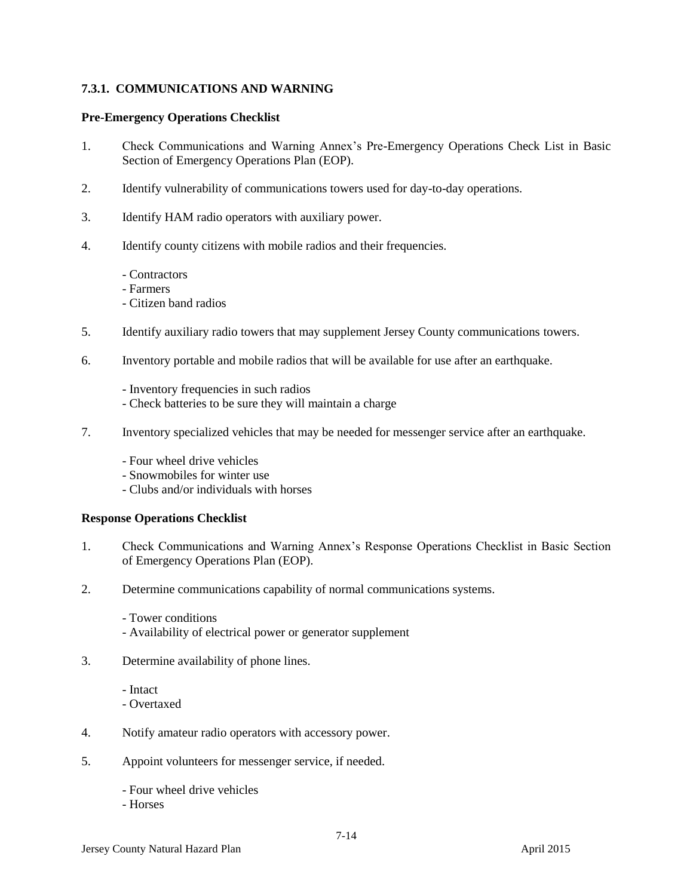### 7.3.1. COMMUNICATIONS AND WARNING

**Pre-Emergency Operations Checklist**

1. Check Communications and Warning Annex's Pre-Emergency Operations Check List in Basic Section of Emergency Operations Plan (EOP).

2. Identify vulnerability of communications towers used for day-to-day operations.

3. Identify HAM radio operators with auxiliary power.

4. Identify county citizens with mobile radios and their frequencies.

   - Contractors
   - Farmers
   - Citizen band radios

5. Identify auxiliary radio towers that may supplement Jersey County communications towers.

6. Inventory portable and mobile radios that will be available for use after an earthquake.

   - Inventory frequencies in such radios
   - Check batteries to be sure they will maintain a charge

7. Inventory specialized vehicles that may be needed for messenger service after an earthquake.

   - Four wheel drive vehicles
   - Snowmobiles for winter use
   - Clubs and/or individuals with horses

**Response Operations Checklist**

1. Check Communications and Warning Annex's Response Operations Checklist in Basic Section of Emergency Operations Plan (EOP).

2. Determine communications capability of normal communications systems.

   - Tower conditions
   - Availability of electrical power or generator supplement

3. Determine availability of phone lines.

   - Intact
   - Overtaxed

4. Notify amateur radio operators with accessory power.

5. Appoint volunteers for messenger service, if needed.

   - Four wheel drive vehicles
   - Horses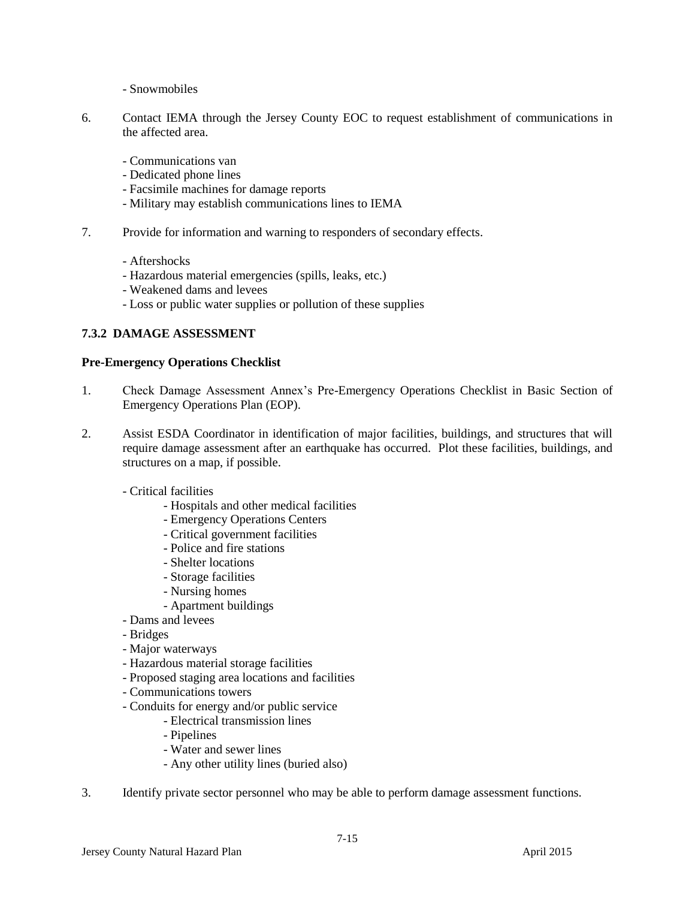- Snowmobiles

6. Contact IEMA through the Jersey County EOC to request establishment of communications in the affected area.

    - Communications van
    - Dedicated phone lines
    - Facsimile machines for damage reports
    - Military may establish communications lines to IEMA

7. Provide for information and warning to responders of secondary effects.

    - Aftershocks
    - Hazardous material emergencies (spills, leaks, etc.)
    - Weakened dams and levees
    - Loss or public water supplies or pollution of these supplies

### 7.3.2 DAMAGE ASSESSMENT

**Pre-Emergency Operations Checklist**

1. Check Damage Assessment Annex's Pre-Emergency Operations Checklist in Basic Section of Emergency Operations Plan (EOP).

2. Assist ESDA Coordinator in identification of major facilities, buildings, and structures that will require damage assessment after an earthquake has occurred. Plot these facilities, buildings, and structures on a map, if possible.

    - Critical facilities
        - Hospitals and other medical facilities
        - Emergency Operations Centers
        - Critical government facilities
        - Police and fire stations
        - Shelter locations
        - Storage facilities
        - Nursing homes
        - Apartment buildings
    - Dams and levees
    - Bridges
    - Major waterways
    - Hazardous material storage facilities
    - Proposed staging area locations and facilities
    - Communications towers
    - Conduits for energy and/or public service
        - Electrical transmission lines
        - Pipelines
        - Water and sewer lines
        - Any other utility lines (buried also)

3. Identify private sector personnel who may be able to perform damage assessment functions.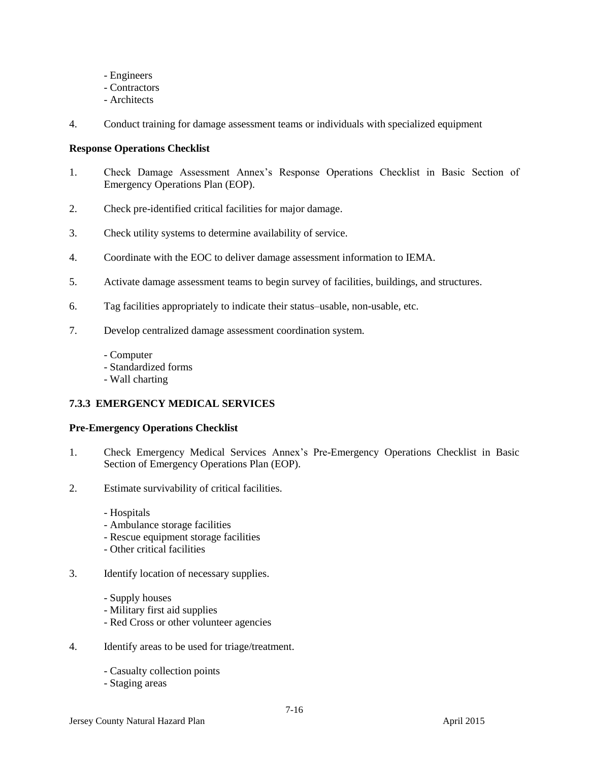- Engineers
- Contractors
- Architects

4. Conduct training for damage assessment teams or individuals with specialized equipment

**Response Operations Checklist**

1. Check Damage Assessment Annex's Response Operations Checklist in Basic Section of Emergency Operations Plan (EOP).

2. Check pre-identified critical facilities for major damage.

3. Check utility systems to determine availability of service.

4. Coordinate with the EOC to deliver damage assessment information to IEMA.

5. Activate damage assessment teams to begin survey of facilities, buildings, and structures.

6. Tag facilities appropriately to indicate their status–usable, non-usable, etc.

7. Develop centralized damage assessment coordination system.

   - Computer
   - Standardized forms
   - Wall charting

### 7.3.3 EMERGENCY MEDICAL SERVICES

**Pre-Emergency Operations Checklist**

1. Check Emergency Medical Services Annex's Pre-Emergency Operations Checklist in Basic Section of Emergency Operations Plan (EOP).

2. Estimate survivability of critical facilities.

   - Hospitals
   - Ambulance storage facilities
   - Rescue equipment storage facilities
   - Other critical facilities

3. Identify location of necessary supplies.

   - Supply houses
   - Military first aid supplies
   - Red Cross or other volunteer agencies

4. Identify areas to be used for triage/treatment.

   - Casualty collection points
   - Staging areas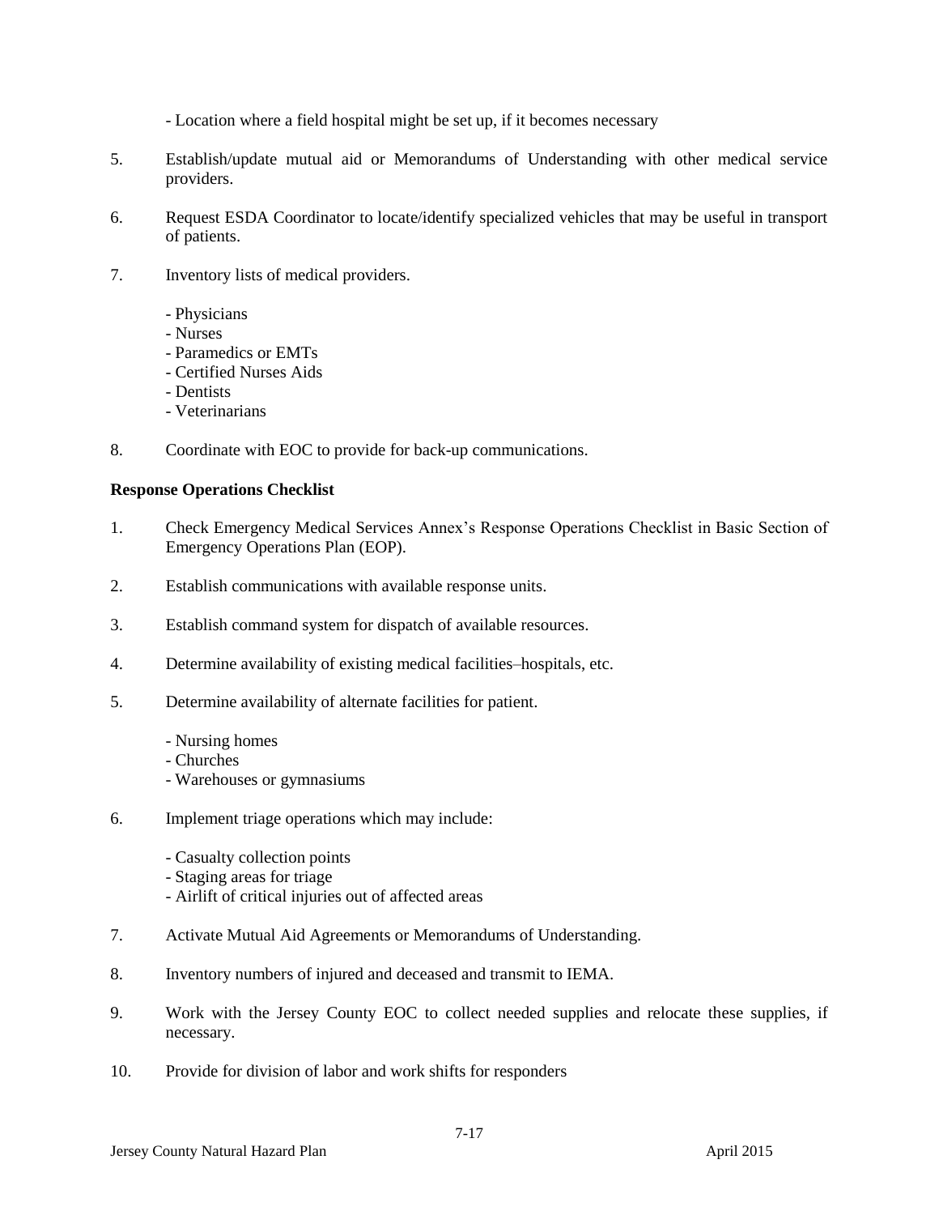- Location where a field hospital might be set up, if it becomes necessary

5. Establish/update mutual aid or Memorandums of Understanding with other medical service providers.

6. Request ESDA Coordinator to locate/identify specialized vehicles that may be useful in transport of patients.

7. Inventory lists of medical providers.

   - Physicians
   - Nurses
   - Paramedics or EMTs
   - Certified Nurses Aids
   - Dentists
   - Veterinarians

8. Coordinate with EOC to provide for back-up communications.

**Response Operations Checklist**

1. Check Emergency Medical Services Annex's Response Operations Checklist in Basic Section of Emergency Operations Plan (EOP).

2. Establish communications with available response units.

3. Establish command system for dispatch of available resources.

4. Determine availability of existing medical facilities–hospitals, etc.

5. Determine availability of alternate facilities for patient.

   - Nursing homes
   - Churches
   - Warehouses or gymnasiums

6. Implement triage operations which may include:

   - Casualty collection points
   - Staging areas for triage
   - Airlift of critical injuries out of affected areas

7. Activate Mutual Aid Agreements or Memorandums of Understanding.

8. Inventory numbers of injured and deceased and transmit to IEMA.

9. Work with the Jersey County EOC to collect needed supplies and relocate these supplies, if necessary.

10. Provide for division of labor and work shifts for responders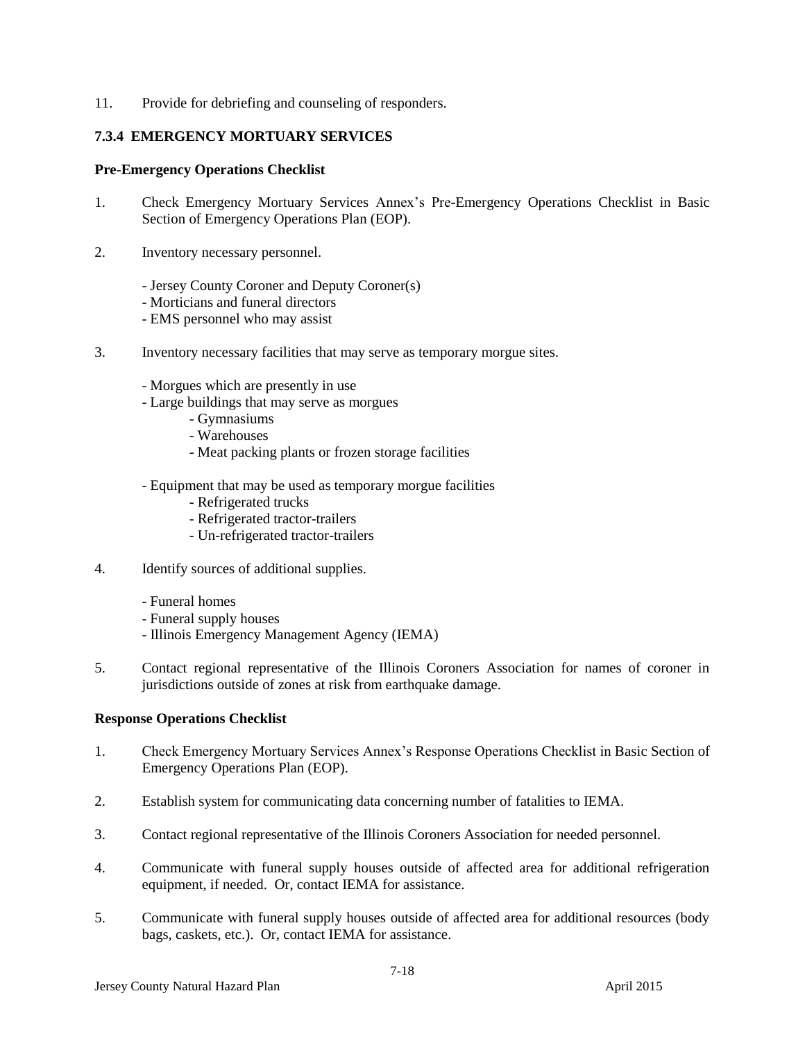11. Provide for debriefing and counseling of responders.

### 7.3.4 EMERGENCY MORTUARY SERVICES

**Pre-Emergency Operations Checklist**

1. Check Emergency Mortuary Services Annex's Pre-Emergency Operations Checklist in Basic Section of Emergency Operations Plan (EOP).

2. Inventory necessary personnel.

   - Jersey County Coroner and Deputy Coroner(s)
   - Morticians and funeral directors
   - EMS personnel who may assist

3. Inventory necessary facilities that may serve as temporary morgue sites.

   - Morgues which are presently in use
   - Large buildings that may serve as morgues
     - Gymnasiums
     - Warehouses
     - Meat packing plants or frozen storage facilities

   - Equipment that may be used as temporary morgue facilities
     - Refrigerated trucks
     - Refrigerated tractor-trailers
     - Un-refrigerated tractor-trailers

4. Identify sources of additional supplies.

   - Funeral homes
   - Funeral supply houses
   - Illinois Emergency Management Agency (IEMA)

5. Contact regional representative of the Illinois Coroners Association for names of coroner in jurisdictions outside of zones at risk from earthquake damage.

**Response Operations Checklist**

1. Check Emergency Mortuary Services Annex's Response Operations Checklist in Basic Section of Emergency Operations Plan (EOP).

2. Establish system for communicating data concerning number of fatalities to IEMA.

3. Contact regional representative of the Illinois Coroners Association for needed personnel.

4. Communicate with funeral supply houses outside of affected area for additional refrigeration equipment, if needed. Or, contact IEMA for assistance.

5. Communicate with funeral supply houses outside of affected area for additional resources (body bags, caskets, etc.). Or, contact IEMA for assistance.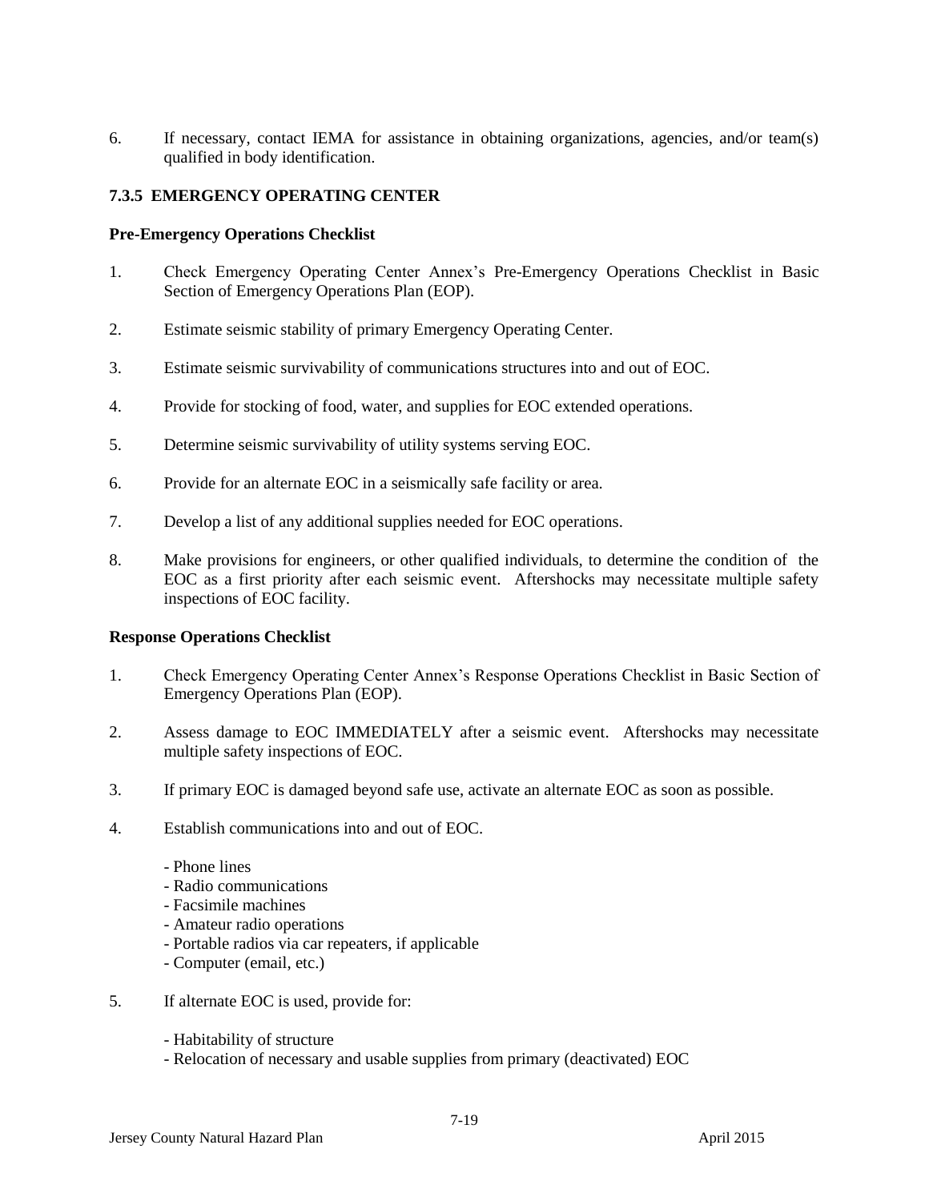6. If necessary, contact IEMA for assistance in obtaining organizations, agencies, and/or team(s) qualified in body identification.

### 7.3.5 EMERGENCY OPERATING CENTER

**Pre-Emergency Operations Checklist**

1. Check Emergency Operating Center Annex's Pre-Emergency Operations Checklist in Basic Section of Emergency Operations Plan (EOP).

2. Estimate seismic stability of primary Emergency Operating Center.

3. Estimate seismic survivability of communications structures into and out of EOC.

4. Provide for stocking of food, water, and supplies for EOC extended operations.

5. Determine seismic survivability of utility systems serving EOC.

6. Provide for an alternate EOC in a seismically safe facility or area.

7. Develop a list of any additional supplies needed for EOC operations.

8. Make provisions for engineers, or other qualified individuals, to determine the condition of the EOC as a first priority after each seismic event. Aftershocks may necessitate multiple safety inspections of EOC facility.

**Response Operations Checklist**

1. Check Emergency Operating Center Annex's Response Operations Checklist in Basic Section of Emergency Operations Plan (EOP).

2. Assess damage to EOC IMMEDIATELY after a seismic event. Aftershocks may necessitate multiple safety inspections of EOC.

3. If primary EOC is damaged beyond safe use, activate an alternate EOC as soon as possible.

4. Establish communications into and out of EOC.

   - Phone lines
   - Radio communications
   - Facsimile machines
   - Amateur radio operations
   - Portable radios via car repeaters, if applicable
   - Computer (email, etc.)

5. If alternate EOC is used, provide for:

   - Habitability of structure
   - Relocation of necessary and usable supplies from primary (deactivated) EOC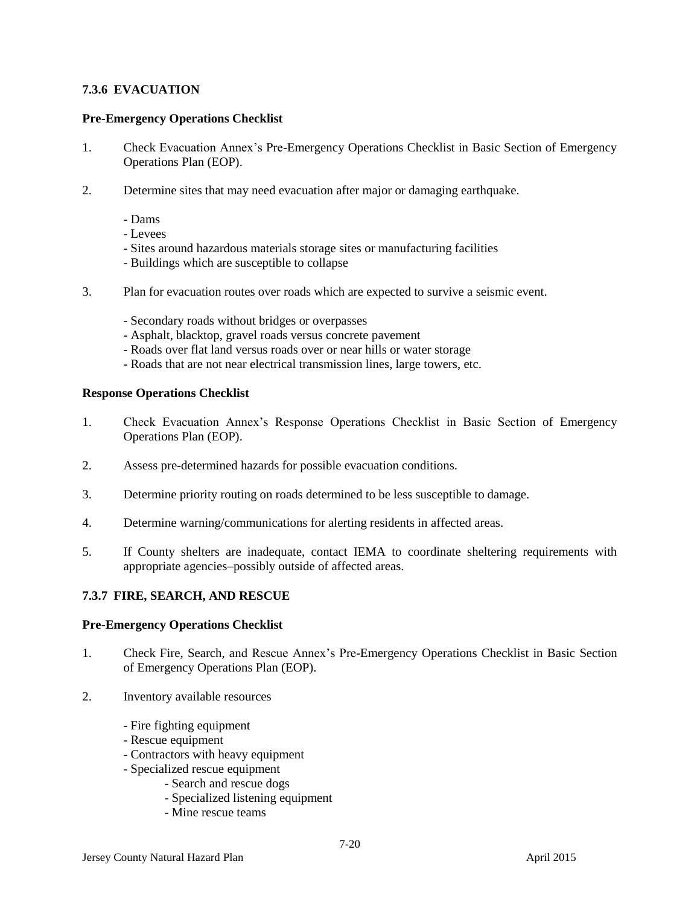### 7.3.6 EVACUATION

**Pre-Emergency Operations Checklist**

1. Check Evacuation Annex's Pre-Emergency Operations Checklist in Basic Section of Emergency Operations Plan (EOP).

2. Determine sites that may need evacuation after major or damaging earthquake.

   - Dams
   - Levees
   - Sites around hazardous materials storage sites or manufacturing facilities
   - Buildings which are susceptible to collapse

3. Plan for evacuation routes over roads which are expected to survive a seismic event.

   - Secondary roads without bridges or overpasses
   - Asphalt, blacktop, gravel roads versus concrete pavement
   - Roads over flat land versus roads over or near hills or water storage
   - Roads that are not near electrical transmission lines, large towers, etc.

**Response Operations Checklist**

1. Check Evacuation Annex's Response Operations Checklist in Basic Section of Emergency Operations Plan (EOP).

2. Assess pre-determined hazards for possible evacuation conditions.

3. Determine priority routing on roads determined to be less susceptible to damage.

4. Determine warning/communications for alerting residents in affected areas.

5. If County shelters are inadequate, contact IEMA to coordinate sheltering requirements with appropriate agencies–possibly outside of affected areas.

### 7.3.7 FIRE, SEARCH, AND RESCUE

**Pre-Emergency Operations Checklist**

1. Check Fire, Search, and Rescue Annex's Pre-Emergency Operations Checklist in Basic Section of Emergency Operations Plan (EOP).

2. Inventory available resources

   - Fire fighting equipment
   - Rescue equipment
   - Contractors with heavy equipment
   - Specialized rescue equipment
     - Search and rescue dogs
     - Specialized listening equipment
     - Mine rescue teams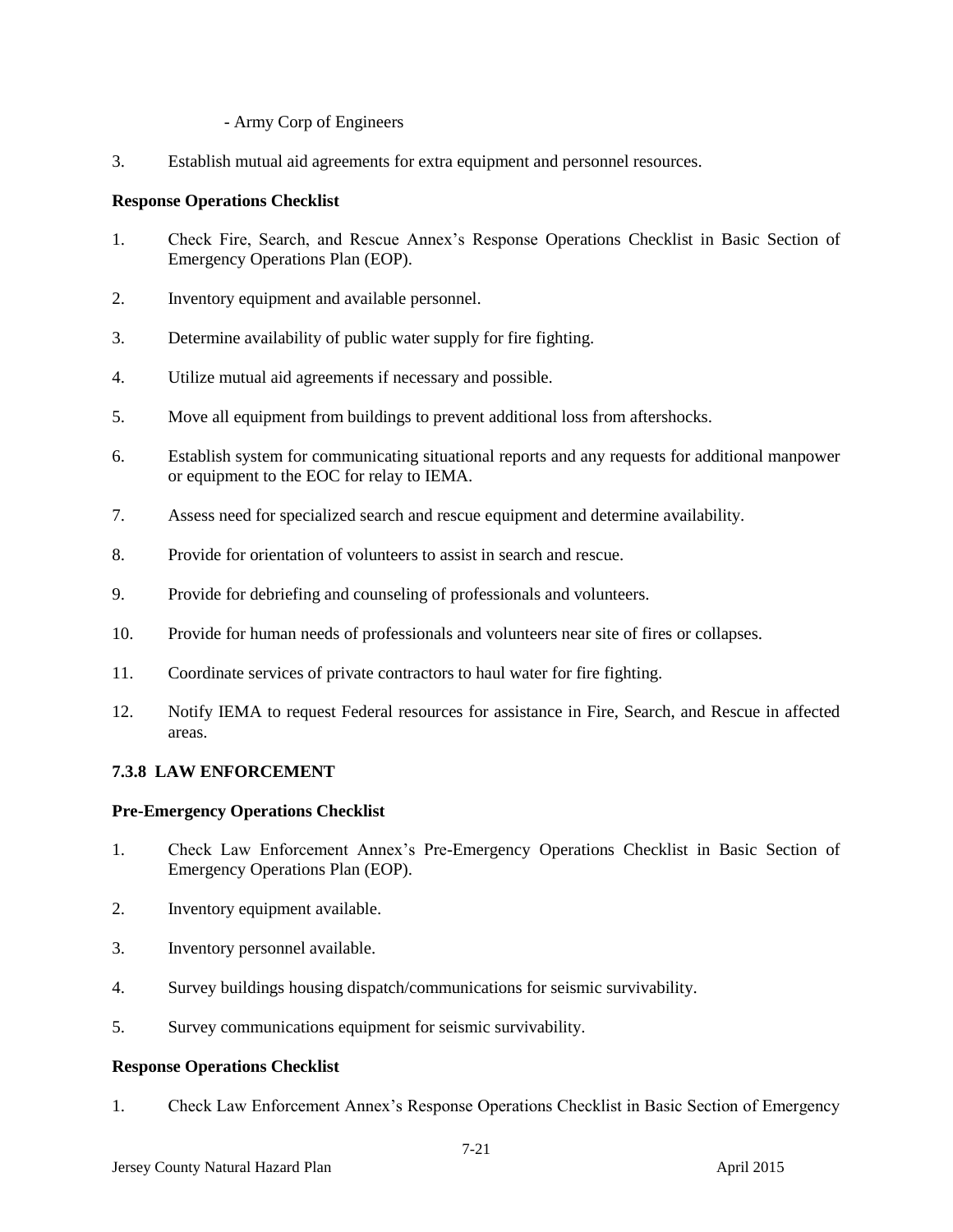- Army Corp of Engineers

3. Establish mutual aid agreements for extra equipment and personnel resources.

**Response Operations Checklist**

1. Check Fire, Search, and Rescue Annex's Response Operations Checklist in Basic Section of Emergency Operations Plan (EOP).

2. Inventory equipment and available personnel.

3. Determine availability of public water supply for fire fighting.

4. Utilize mutual aid agreements if necessary and possible.

5. Move all equipment from buildings to prevent additional loss from aftershocks.

6. Establish system for communicating situational reports and any requests for additional manpower or equipment to the EOC for relay to IEMA.

7. Assess need for specialized search and rescue equipment and determine availability.

8. Provide for orientation of volunteers to assist in search and rescue.

9. Provide for debriefing and counseling of professionals and volunteers.

10. Provide for human needs of professionals and volunteers near site of fires or collapses.

11. Coordinate services of private contractors to haul water for fire fighting.

12. Notify IEMA to request Federal resources for assistance in Fire, Search, and Rescue in affected areas.

### 7.3.8 LAW ENFORCEMENT

**Pre-Emergency Operations Checklist**

1. Check Law Enforcement Annex's Pre-Emergency Operations Checklist in Basic Section of Emergency Operations Plan (EOP).

2. Inventory equipment available.

3. Inventory personnel available.

4. Survey buildings housing dispatch/communications for seismic survivability.

5. Survey communications equipment for seismic survivability.

**Response Operations Checklist**

1. Check Law Enforcement Annex's Response Operations Checklist in Basic Section of Emergency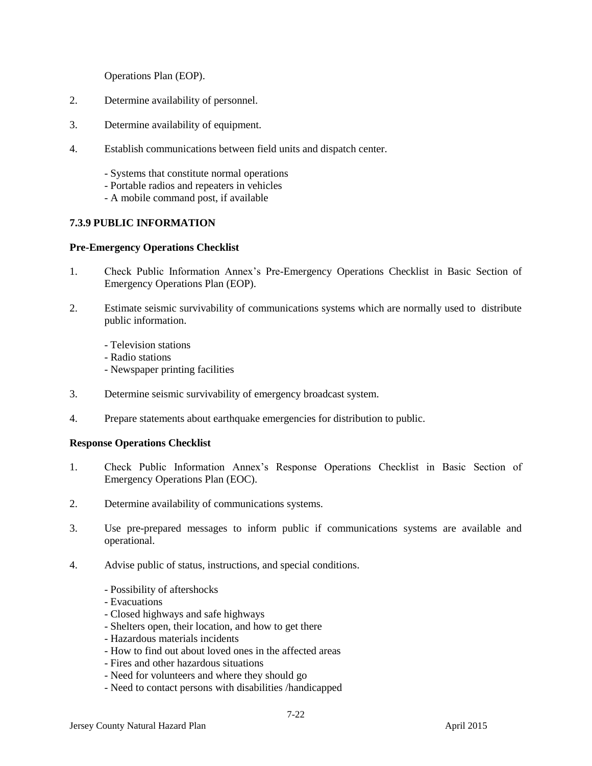Operations Plan (EOP).

2. Determine availability of personnel.

3. Determine availability of equipment.

4. Establish communications between field units and dispatch center.

   - Systems that constitute normal operations
   - Portable radios and repeaters in vehicles
   - A mobile command post, if available

### 7.3.9 PUBLIC INFORMATION

**Pre-Emergency Operations Checklist**

1. Check Public Information Annex's Pre-Emergency Operations Checklist in Basic Section of Emergency Operations Plan (EOP).

2. Estimate seismic survivability of communications systems which are normally used to distribute public information.

   - Television stations
   - Radio stations
   - Newspaper printing facilities

3. Determine seismic survivability of emergency broadcast system.

4. Prepare statements about earthquake emergencies for distribution to public.

**Response Operations Checklist**

1. Check Public Information Annex's Response Operations Checklist in Basic Section of Emergency Operations Plan (EOC).

2. Determine availability of communications systems.

3. Use pre-prepared messages to inform public if communications systems are available and operational.

4. Advise public of status, instructions, and special conditions.

   - Possibility of aftershocks
   - Evacuations
   - Closed highways and safe highways
   - Shelters open, their location, and how to get there
   - Hazardous materials incidents
   - How to find out about loved ones in the affected areas
   - Fires and other hazardous situations
   - Need for volunteers and where they should go
   - Need to contact persons with disabilities /handicapped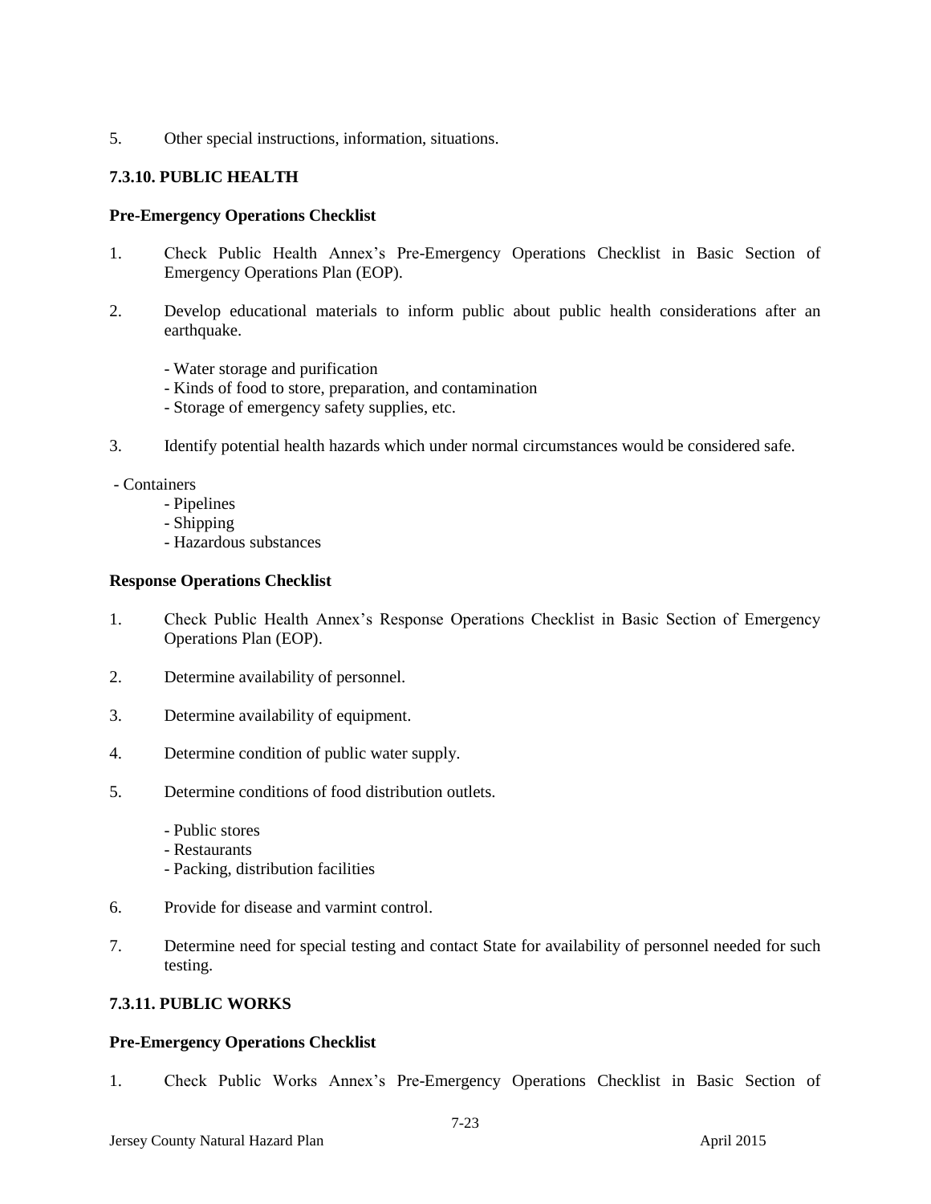5. Other special instructions, information, situations.

### 7.3.10. PUBLIC HEALTH

**Pre-Emergency Operations Checklist**

1. Check Public Health Annex's Pre-Emergency Operations Checklist in Basic Section of Emergency Operations Plan (EOP).

2. Develop educational materials to inform public about public health considerations after an earthquake.

   - Water storage and purification
   - Kinds of food to store, preparation, and contamination
   - Storage of emergency safety supplies, etc.

3. Identify potential health hazards which under normal circumstances would be considered safe.

   - Containers
   - Pipelines
   - Shipping
   - Hazardous substances

**Response Operations Checklist**

1. Check Public Health Annex's Response Operations Checklist in Basic Section of Emergency Operations Plan (EOP).

2. Determine availability of personnel.

3. Determine availability of equipment.

4. Determine condition of public water supply.

5. Determine conditions of food distribution outlets.

   - Public stores
   - Restaurants
   - Packing, distribution facilities

6. Provide for disease and varmint control.

7. Determine need for special testing and contact State for availability of personnel needed for such testing.

### 7.3.11. PUBLIC WORKS

**Pre-Emergency Operations Checklist**

1. Check Public Works Annex's Pre-Emergency Operations Checklist in Basic Section of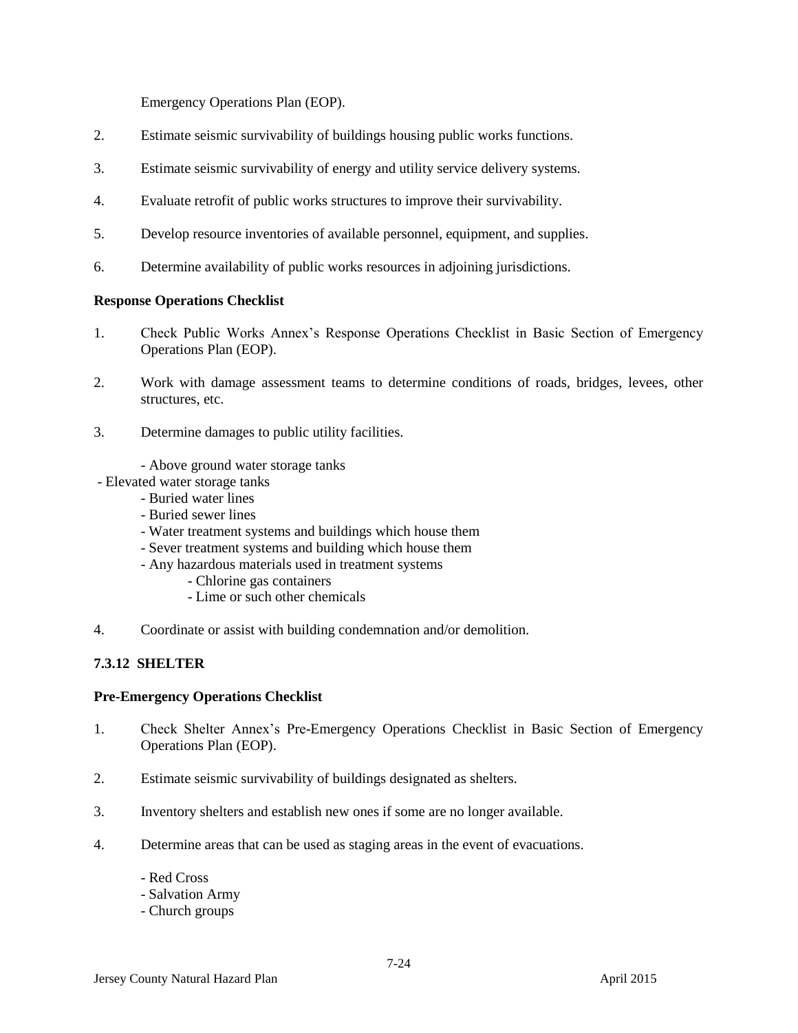Emergency Operations Plan (EOP).

2. Estimate seismic survivability of buildings housing public works functions.

3. Estimate seismic survivability of energy and utility service delivery systems.

4. Evaluate retrofit of public works structures to improve their survivability.

5. Develop resource inventories of available personnel, equipment, and supplies.

6. Determine availability of public works resources in adjoining jurisdictions.

**Response Operations Checklist**

1. Check Public Works Annex's Response Operations Checklist in Basic Section of Emergency Operations Plan (EOP).

2. Work with damage assessment teams to determine conditions of roads, bridges, levees, other structures, etc.

3. Determine damages to public utility facilities.

   - Above ground water storage tanks
   - Elevated water storage tanks
   - Buried water lines
   - Buried sewer lines
   - Water treatment systems and buildings which house them
   - Sever treatment systems and building which house them
   - Any hazardous materials used in treatment systems
     - Chlorine gas containers
     - Lime or such other chemicals

4. Coordinate or assist with building condemnation and/or demolition.

### 7.3.12 SHELTER

**Pre-Emergency Operations Checklist**

1. Check Shelter Annex's Pre-Emergency Operations Checklist in Basic Section of Emergency Operations Plan (EOP).

2. Estimate seismic survivability of buildings designated as shelters.

3. Inventory shelters and establish new ones if some are no longer available.

4. Determine areas that can be used as staging areas in the event of evacuations.

   - Red Cross
   - Salvation Army
   - Church groups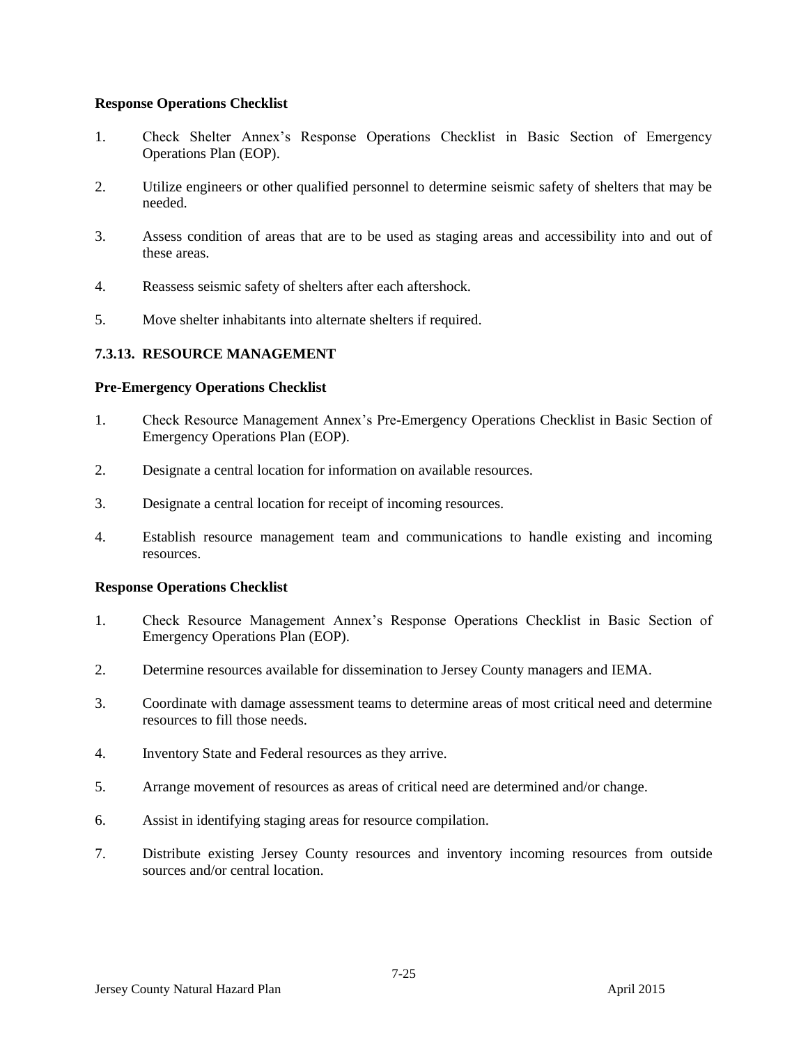**Response Operations Checklist**

1. Check Shelter Annex's Response Operations Checklist in Basic Section of Emergency Operations Plan (EOP).
2. Utilize engineers or other qualified personnel to determine seismic safety of shelters that may be needed.
3. Assess condition of areas that are to be used as staging areas and accessibility into and out of these areas.
4. Reassess seismic safety of shelters after each aftershock.
5. Move shelter inhabitants into alternate shelters if required.

### 7.3.13. RESOURCE MANAGEMENT

**Pre-Emergency Operations Checklist**

1. Check Resource Management Annex's Pre-Emergency Operations Checklist in Basic Section of Emergency Operations Plan (EOP).
2. Designate a central location for information on available resources.
3. Designate a central location for receipt of incoming resources.
4. Establish resource management team and communications to handle existing and incoming resources.

**Response Operations Checklist**

1. Check Resource Management Annex's Response Operations Checklist in Basic Section of Emergency Operations Plan (EOP).
2. Determine resources available for dissemination to Jersey County managers and IEMA.
3. Coordinate with damage assessment teams to determine areas of most critical need and determine resources to fill those needs.
4. Inventory State and Federal resources as they arrive.
5. Arrange movement of resources as areas of critical need are determined and/or change.
6. Assist in identifying staging areas for resource compilation.
7. Distribute existing Jersey County resources and inventory incoming resources from outside sources and/or central location.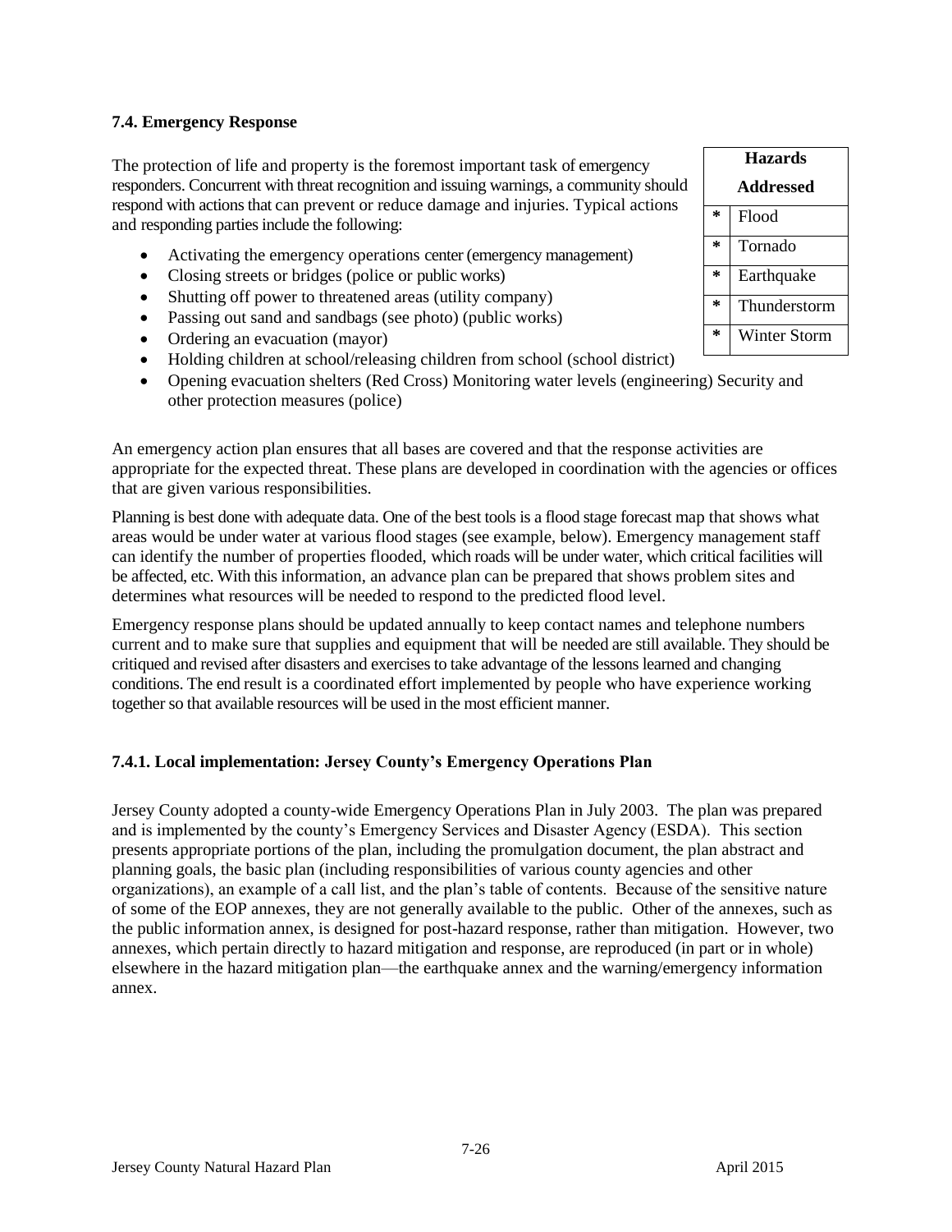### 7.4. Emergency Response

| Hazards Addressed | |
|---|---|
| * | Flood |
| * | Tornado |
| * | Earthquake |
| * | Thunderstorm |
| * | Winter Storm |

The protection of life and property is the foremost important task of emergency responders. Concurrent with threat recognition and issuing warnings, a community should respond with actions that can prevent or reduce damage and injuries. Typical actions and responding parties include the following:

- Activating the emergency operations center (emergency management)
- Closing streets or bridges (police or public works)
- Shutting off power to threatened areas (utility company)
- Passing out sand and sandbags (see photo) (public works)
- Ordering an evacuation (mayor)
- Holding children at school/releasing children from school (school district)
- Opening evacuation shelters (Red Cross) Monitoring water levels (engineering) Security and other protection measures (police)

An emergency action plan ensures that all bases are covered and that the response activities are appropriate for the expected threat. These plans are developed in coordination with the agencies or offices that are given various responsibilities.

Planning is best done with adequate data. One of the best tools is a flood stage forecast map that shows what areas would be under water at various flood stages (see example, below). Emergency management staff can identify the number of properties flooded, which roads will be under water, which critical facilities will be affected, etc. With this information, an advance plan can be prepared that shows problem sites and determines what resources will be needed to respond to the predicted flood level.

Emergency response plans should be updated annually to keep contact names and telephone numbers current and to make sure that supplies and equipment that will be needed are still available. They should be critiqued and revised after disasters and exercises to take advantage of the lessons learned and changing conditions. The end result is a coordinated effort implemented by people who have experience working together so that available resources will be used in the most efficient manner.

#### 7.4.1. Local implementation: Jersey County's Emergency Operations Plan

Jersey County adopted a county-wide Emergency Operations Plan in July 2003. The plan was prepared and is implemented by the county's Emergency Services and Disaster Agency (ESDA). This section presents appropriate portions of the plan, including the promulgation document, the plan abstract and planning goals, the basic plan (including responsibilities of various county agencies and other organizations), an example of a call list, and the plan's table of contents. Because of the sensitive nature of some of the EOP annexes, they are not generally available to the public. Other of the annexes, such as the public information annex, is designed for post-hazard response, rather than mitigation. However, two annexes, which pertain directly to hazard mitigation and response, are reproduced (in part or in whole) elsewhere in the hazard mitigation plan—the earthquake annex and the warning/emergency information annex.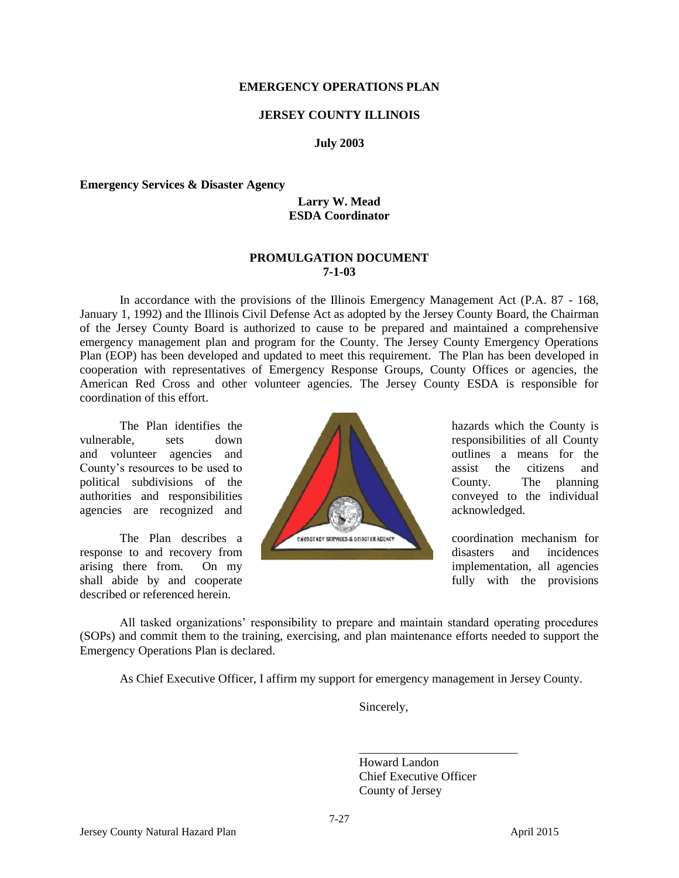**EMERGENCY OPERATIONS PLAN**

**JERSEY COUNTY ILLINOIS**

**July 2003**

**Emergency Services & Disaster Agency**

**Larry W. Mead**
**ESDA Coordinator**

**PROMULGATION DOCUMENT**
**7-1-03**

In accordance with the provisions of the Illinois Emergency Management Act (P.A. 87 - 168, January 1, 1992) and the Illinois Civil Defense Act as adopted by the Jersey County Board, the Chairman of the Jersey County Board is authorized to cause to be prepared and maintained a comprehensive emergency management plan and program for the County. The Jersey County Emergency Operations Plan (EOP) has been developed and updated to meet this requirement. The Plan has been developed in cooperation with representatives of Emergency Response Groups, County Offices or agencies, the American Red Cross and other volunteer agencies. The Jersey County ESDA is responsible for coordination of this effort.

The Plan identifies the hazards which the County is vulnerable, sets down responsibilities of all County and volunteer agencies and outlines a means for the County's resources to be used to assist the citizens and political subdivisions of the County. The planning authorities and responsibilities conveyed to the individual agencies are recognized and acknowledged.

The Plan describes a coordination mechanism for response to and recovery from disasters and incidences arising there from. On my implementation, all agencies shall abide by and cooperate fully with the provisions described or referenced herein.

All tasked organizations' responsibility to prepare and maintain standard operating procedures (SOPs) and commit them to the training, exercising, and plan maintenance efforts needed to support the Emergency Operations Plan is declared.

As Chief Executive Officer, I affirm my support for emergency management in Jersey County.

Sincerely,

\_\_\_\_\_\_\_\_\_\_\_\_\_\_\_\_\_\_\_\_\_\_\_\_\_\_\_

Howard Landon
Chief Executive Officer
County of Jersey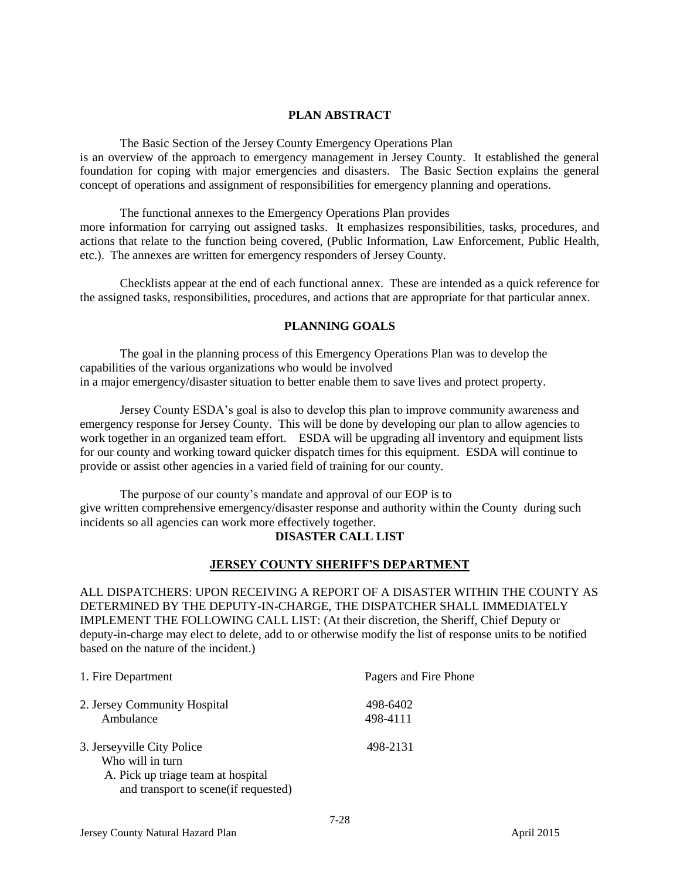## PLAN ABSTRACT

The Basic Section of the Jersey County Emergency Operations Plan is an overview of the approach to emergency management in Jersey County. It established the general foundation for coping with major emergencies and disasters. The Basic Section explains the general concept of operations and assignment of responsibilities for emergency planning and operations.

The functional annexes to the Emergency Operations Plan provides more information for carrying out assigned tasks. It emphasizes responsibilities, tasks, procedures, and actions that relate to the function being covered, (Public Information, Law Enforcement, Public Health, etc.). The annexes are written for emergency responders of Jersey County.

Checklists appear at the end of each functional annex. These are intended as a quick reference for the assigned tasks, responsibilities, procedures, and actions that are appropriate for that particular annex.

## PLANNING GOALS

The goal in the planning process of this Emergency Operations Plan was to develop the capabilities of the various organizations who would be involved in a major emergency/disaster situation to better enable them to save lives and protect property.

Jersey County ESDA's goal is also to develop this plan to improve community awareness and emergency response for Jersey County. This will be done by developing our plan to allow agencies to work together in an organized team effort. ESDA will be upgrading all inventory and equipment lists for our county and working toward quicker dispatch times for this equipment. ESDA will continue to provide or assist other agencies in a varied field of training for our county.

The purpose of our county's mandate and approval of our EOP is to give written comprehensive emergency/disaster response and authority within the County during such incidents so all agencies can work more effectively together.

## DISASTER CALL LIST

### JERSEY COUNTY SHERIFF'S DEPARTMENT

ALL DISPATCHERS: UPON RECEIVING A REPORT OF A DISASTER WITHIN THE COUNTY AS DETERMINED BY THE DEPUTY-IN-CHARGE, THE DISPATCHER SHALL IMMEDIATELY IMPLEMENT THE FOLLOWING CALL LIST: (At their discretion, the Sheriff, Chief Deputy or deputy-in-charge may elect to delete, add to or otherwise modify the list of response units to be notified based on the nature of the incident.)

| | |
|---|---|
| 1. Fire Department | Pagers and Fire Phone |
| 2. Jersey Community Hospital | 498-6402 |
| Ambulance | 498-4111 |
| 3. Jerseyville City Police | 498-2131 |
| Who will in turn | |
| A. Pick up triage team at hospital and transport to scene(if requested) | |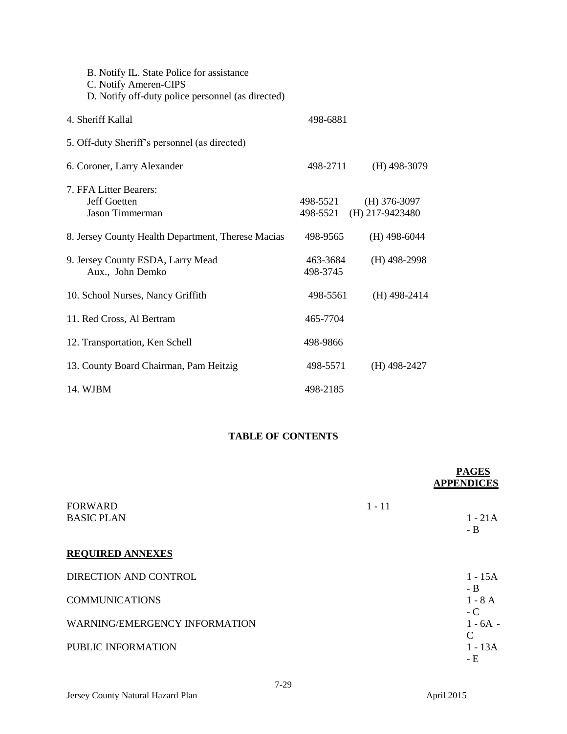B. Notify IL. State Police for assistance
C. Notify Ameren-CIPS
D. Notify off-duty police personnel (as directed)

| | | |
|---|---|---|
| 4. Sheriff Kallal | 498-6881 | |
| 5. Off-duty Sheriff's personnel (as directed) | | |
| 6. Coroner, Larry Alexander | 498-2711 | (H) 498-3079 |
| 7. FFA Litter Bearers: | | |
| Jeff Goetten | 498-5521 | (H) 376-3097 |
| Jason Timmerman | 498-5521 | (H) 217-9423480 |
| 8. Jersey County Health Department, Therese Macias | 498-9565 | (H) 498-6044 |
| 9. Jersey County ESDA, Larry Mead | 463-3684 | (H) 498-2998 |
| Aux., John Demko | 498-3745 | |
| 10. School Nurses, Nancy Griffith | 498-5561 | (H) 498-2414 |
| 11. Red Cross, Al Bertram | 465-7704 | |
| 12. Transportation, Ken Schell | 498-9866 | |
| 13. County Board Chairman, Pam Heitzig | 498-5571 | (H) 498-2427 |
| 14. WJBM | 498-2185 | |

**TABLE OF CONTENTS**

| | PAGES | APPENDICES |
|---|---|---|
| FORWARD | 1 - 11 | |
| BASIC PLAN | | 1 - 21A - B |
| **REQUIRED ANNEXES** | | |
| DIRECTION AND CONTROL | | 1 - 15A - B |
| COMMUNICATIONS | | 1 - 8 A - C |
| WARNING/EMERGENCY INFORMATION | | 1 - 6A - C |
| PUBLIC INFORMATION | | 1 - 13A - E |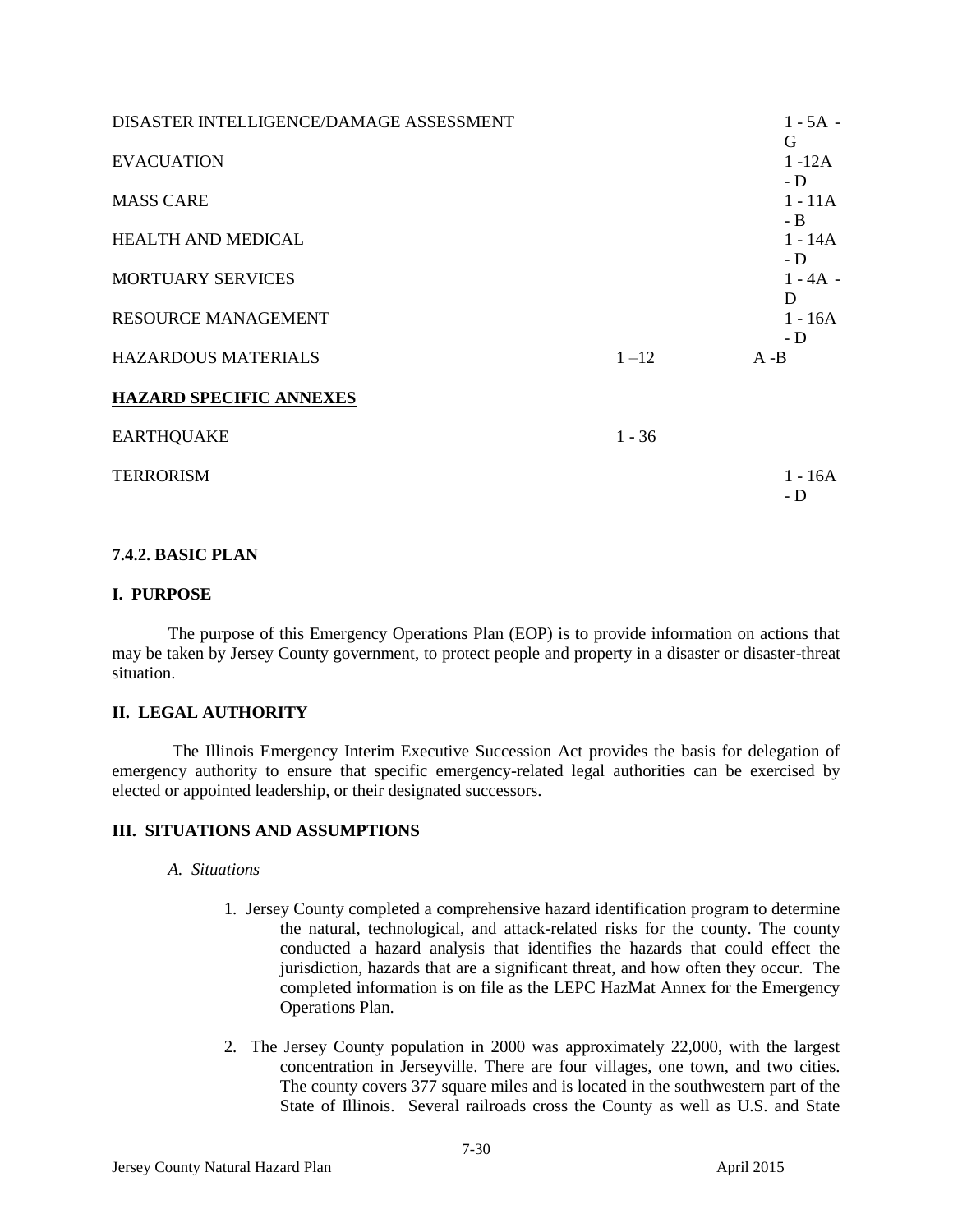| | | |
|---|---|---|
| DISASTER INTELLIGENCE/DAMAGE ASSESSMENT | | 1 - 5A - G |
| EVACUATION | | 1 -12A - D |
| MASS CARE | | 1 - 11A - B |
| HEALTH AND MEDICAL | | 1 - 14A - D |
| MORTUARY SERVICES | | 1 - 4A - D |
| RESOURCE MANAGEMENT | | 1 - 16A - D |
| HAZARDOUS MATERIALS | 1 –12 | A -B |

**HAZARD SPECIFIC ANNEXES**

| | | |
|---|---|---|
| EARTHQUAKE | 1 - 36 | |
| TERRORISM | | 1 - 16A - D |

### 7.4.2. BASIC PLAN

#### I. PURPOSE

The purpose of this Emergency Operations Plan (EOP) is to provide information on actions that may be taken by Jersey County government, to protect people and property in a disaster or disaster-threat situation.

#### II. LEGAL AUTHORITY

The Illinois Emergency Interim Executive Succession Act provides the basis for delegation of emergency authority to ensure that specific emergency-related legal authorities can be exercised by elected or appointed leadership, or their designated successors.

#### III. SITUATIONS AND ASSUMPTIONS

*A. Situations*

1. Jersey County completed a comprehensive hazard identification program to determine the natural, technological, and attack-related risks for the county. The county conducted a hazard analysis that identifies the hazards that could effect the jurisdiction, hazards that are a significant threat, and how often they occur. The completed information is on file as the LEPC HazMat Annex for the Emergency Operations Plan.

2. The Jersey County population in 2000 was approximately 22,000, with the largest concentration in Jerseyville. There are four villages, one town, and two cities. The county covers 377 square miles and is located in the southwestern part of the State of Illinois. Several railroads cross the County as well as U.S. and State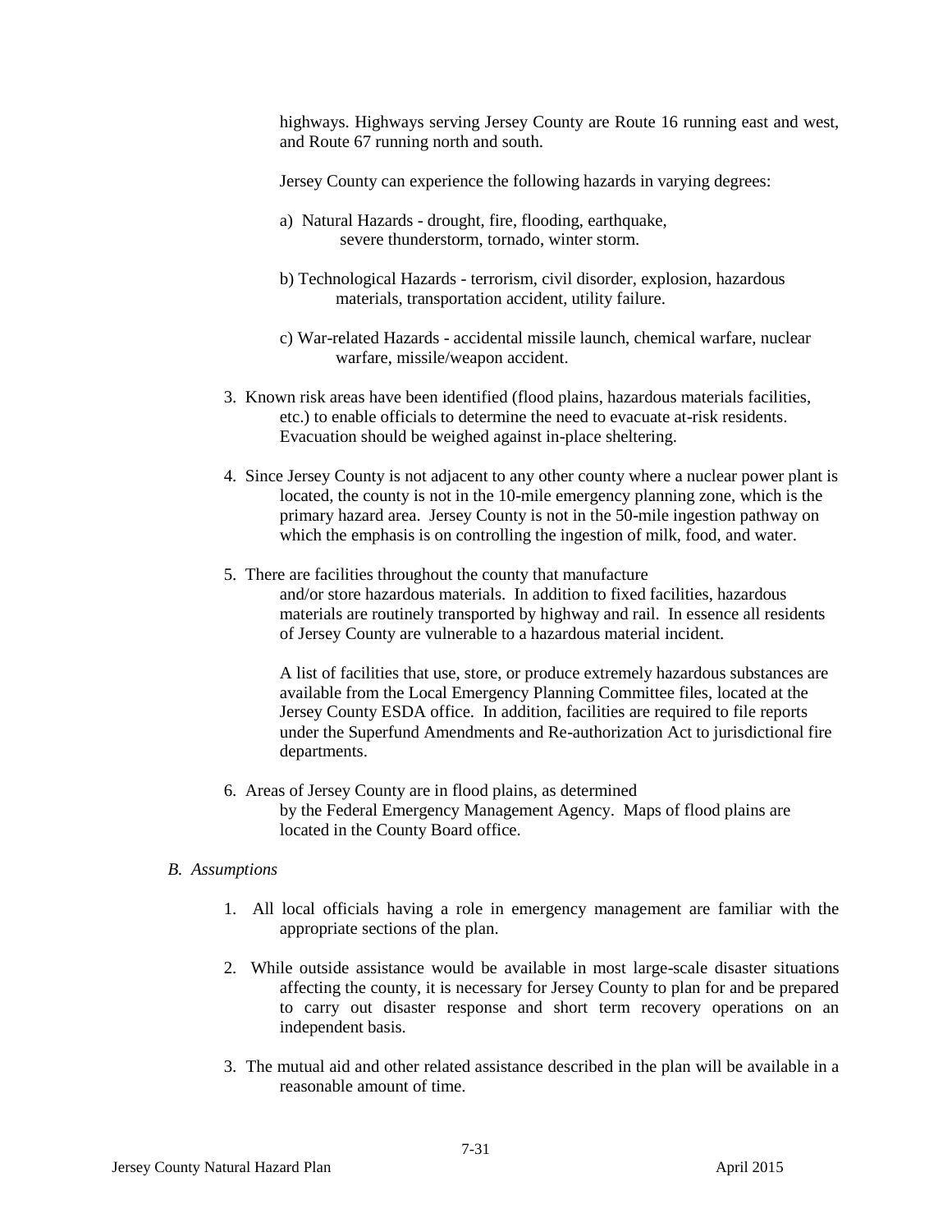highways. Highways serving Jersey County are Route 16 running east and west, and Route 67 running north and south.

Jersey County can experience the following hazards in varying degrees:

a) Natural Hazards - drought, fire, flooding, earthquake, severe thunderstorm, tornado, winter storm.

b) Technological Hazards - terrorism, civil disorder, explosion, hazardous materials, transportation accident, utility failure.

c) War-related Hazards - accidental missile launch, chemical warfare, nuclear warfare, missile/weapon accident.

3. Known risk areas have been identified (flood plains, hazardous materials facilities, etc.) to enable officials to determine the need to evacuate at-risk residents. Evacuation should be weighed against in-place sheltering.

4. Since Jersey County is not adjacent to any other county where a nuclear power plant is located, the county is not in the 10-mile emergency planning zone, which is the primary hazard area. Jersey County is not in the 50-mile ingestion pathway on which the emphasis is on controlling the ingestion of milk, food, and water.

5. There are facilities throughout the county that manufacture and/or store hazardous materials. In addition to fixed facilities, hazardous materials are routinely transported by highway and rail. In essence all residents of Jersey County are vulnerable to a hazardous material incident.

   A list of facilities that use, store, or produce extremely hazardous substances are available from the Local Emergency Planning Committee files, located at the Jersey County ESDA office. In addition, facilities are required to file reports under the Superfund Amendments and Re-authorization Act to jurisdictional fire departments.

6. Areas of Jersey County are in flood plains, as determined by the Federal Emergency Management Agency. Maps of flood plains are located in the County Board office.

*B. Assumptions*

1. All local officials having a role in emergency management are familiar with the appropriate sections of the plan.

2. While outside assistance would be available in most large-scale disaster situations affecting the county, it is necessary for Jersey County to plan for and be prepared to carry out disaster response and short term recovery operations on an independent basis.

3. The mutual aid and other related assistance described in the plan will be available in a reasonable amount of time.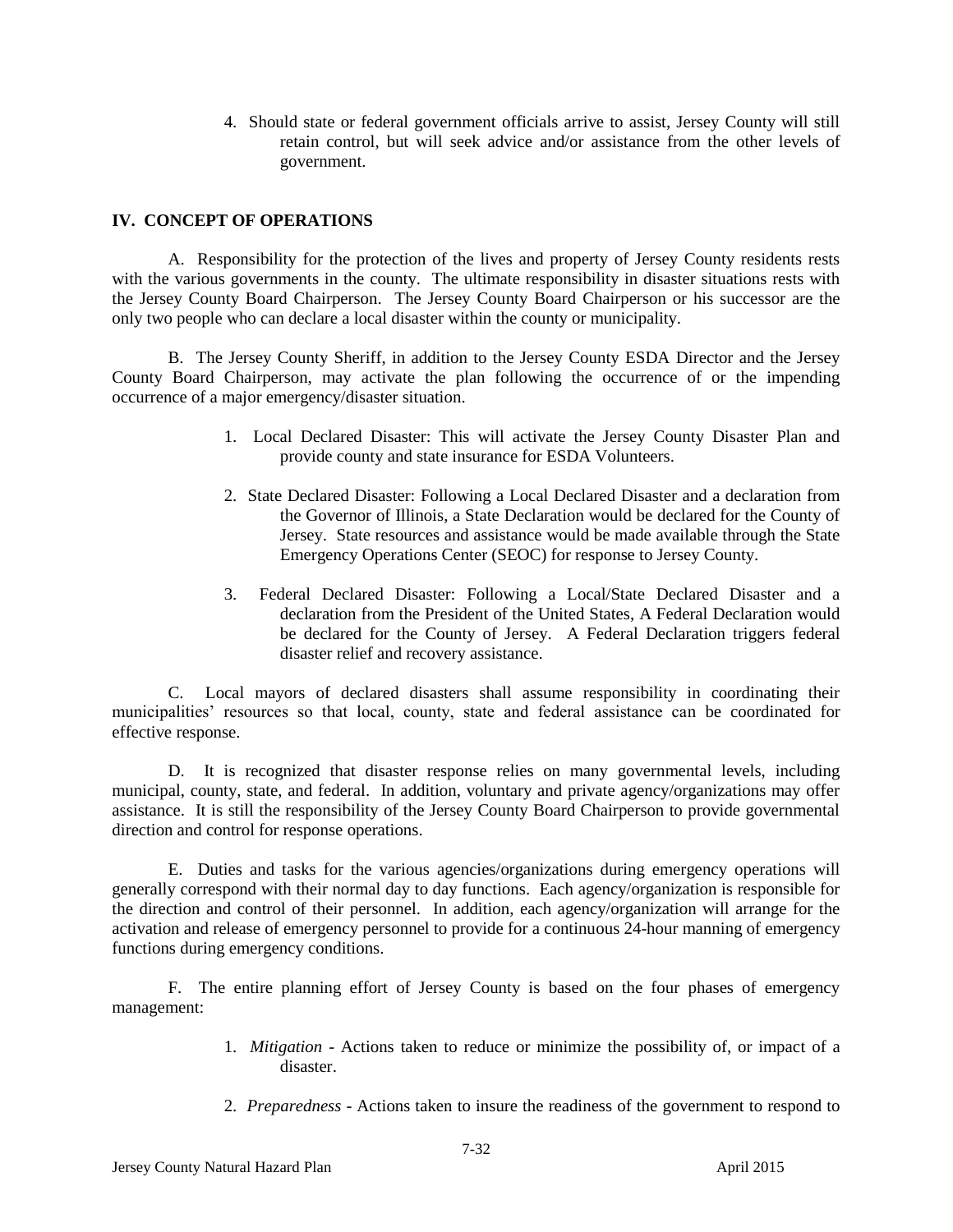4. Should state or federal government officials arrive to assist, Jersey County will still retain control, but will seek advice and/or assistance from the other levels of government.

## IV. CONCEPT OF OPERATIONS

A. Responsibility for the protection of the lives and property of Jersey County residents rests with the various governments in the county. The ultimate responsibility in disaster situations rests with the Jersey County Board Chairperson. The Jersey County Board Chairperson or his successor are the only two people who can declare a local disaster within the county or municipality.

B. The Jersey County Sheriff, in addition to the Jersey County ESDA Director and the Jersey County Board Chairperson, may activate the plan following the occurrence of or the impending occurrence of a major emergency/disaster situation.

1. Local Declared Disaster: This will activate the Jersey County Disaster Plan and provide county and state insurance for ESDA Volunteers.

2. State Declared Disaster: Following a Local Declared Disaster and a declaration from the Governor of Illinois, a State Declaration would be declared for the County of Jersey. State resources and assistance would be made available through the State Emergency Operations Center (SEOC) for response to Jersey County.

3. Federal Declared Disaster: Following a Local/State Declared Disaster and a declaration from the President of the United States, A Federal Declaration would be declared for the County of Jersey. A Federal Declaration triggers federal disaster relief and recovery assistance.

C. Local mayors of declared disasters shall assume responsibility in coordinating their municipalities' resources so that local, county, state and federal assistance can be coordinated for effective response.

D. It is recognized that disaster response relies on many governmental levels, including municipal, county, state, and federal. In addition, voluntary and private agency/organizations may offer assistance. It is still the responsibility of the Jersey County Board Chairperson to provide governmental direction and control for response operations.

E. Duties and tasks for the various agencies/organizations during emergency operations will generally correspond with their normal day to day functions. Each agency/organization is responsible for the direction and control of their personnel. In addition, each agency/organization will arrange for the activation and release of emergency personnel to provide for a continuous 24-hour manning of emergency functions during emergency conditions.

F. The entire planning effort of Jersey County is based on the four phases of emergency management:

1. *Mitigation* - Actions taken to reduce or minimize the possibility of, or impact of a disaster.

2. *Preparedness* - Actions taken to insure the readiness of the government to respond to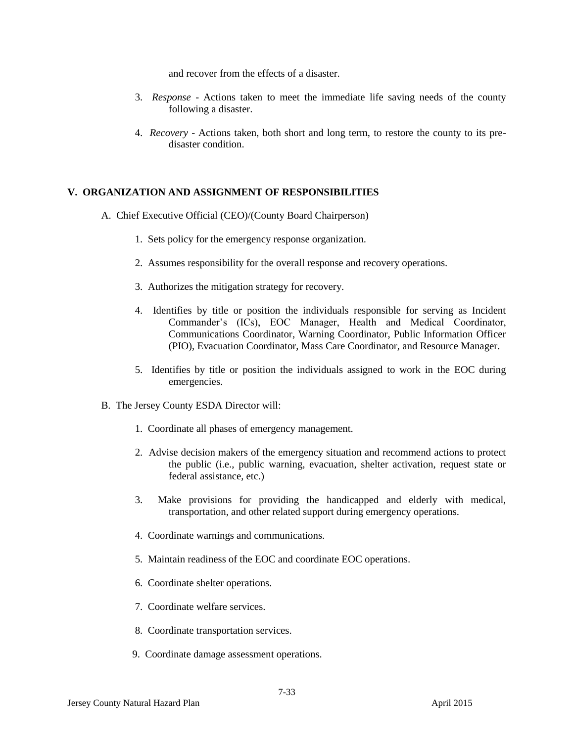and recover from the effects of a disaster.

3. *Response* - Actions taken to meet the immediate life saving needs of the county following a disaster.

4. *Recovery* - Actions taken, both short and long term, to restore the county to its pre-disaster condition.

## V. ORGANIZATION AND ASSIGNMENT OF RESPONSIBILITIES

A. Chief Executive Official (CEO)/(County Board Chairperson)

1. Sets policy for the emergency response organization.

2. Assumes responsibility for the overall response and recovery operations.

3. Authorizes the mitigation strategy for recovery.

4. Identifies by title or position the individuals responsible for serving as Incident Commander's (ICs), EOC Manager, Health and Medical Coordinator, Communications Coordinator, Warning Coordinator, Public Information Officer (PIO), Evacuation Coordinator, Mass Care Coordinator, and Resource Manager.

5. Identifies by title or position the individuals assigned to work in the EOC during emergencies.

B. The Jersey County ESDA Director will:

1. Coordinate all phases of emergency management.

2. Advise decision makers of the emergency situation and recommend actions to protect the public (i.e., public warning, evacuation, shelter activation, request state or federal assistance, etc.)

3. Make provisions for providing the handicapped and elderly with medical, transportation, and other related support during emergency operations.

4. Coordinate warnings and communications.

5. Maintain readiness of the EOC and coordinate EOC operations.

6. Coordinate shelter operations.

7. Coordinate welfare services.

8. Coordinate transportation services.

9. Coordinate damage assessment operations.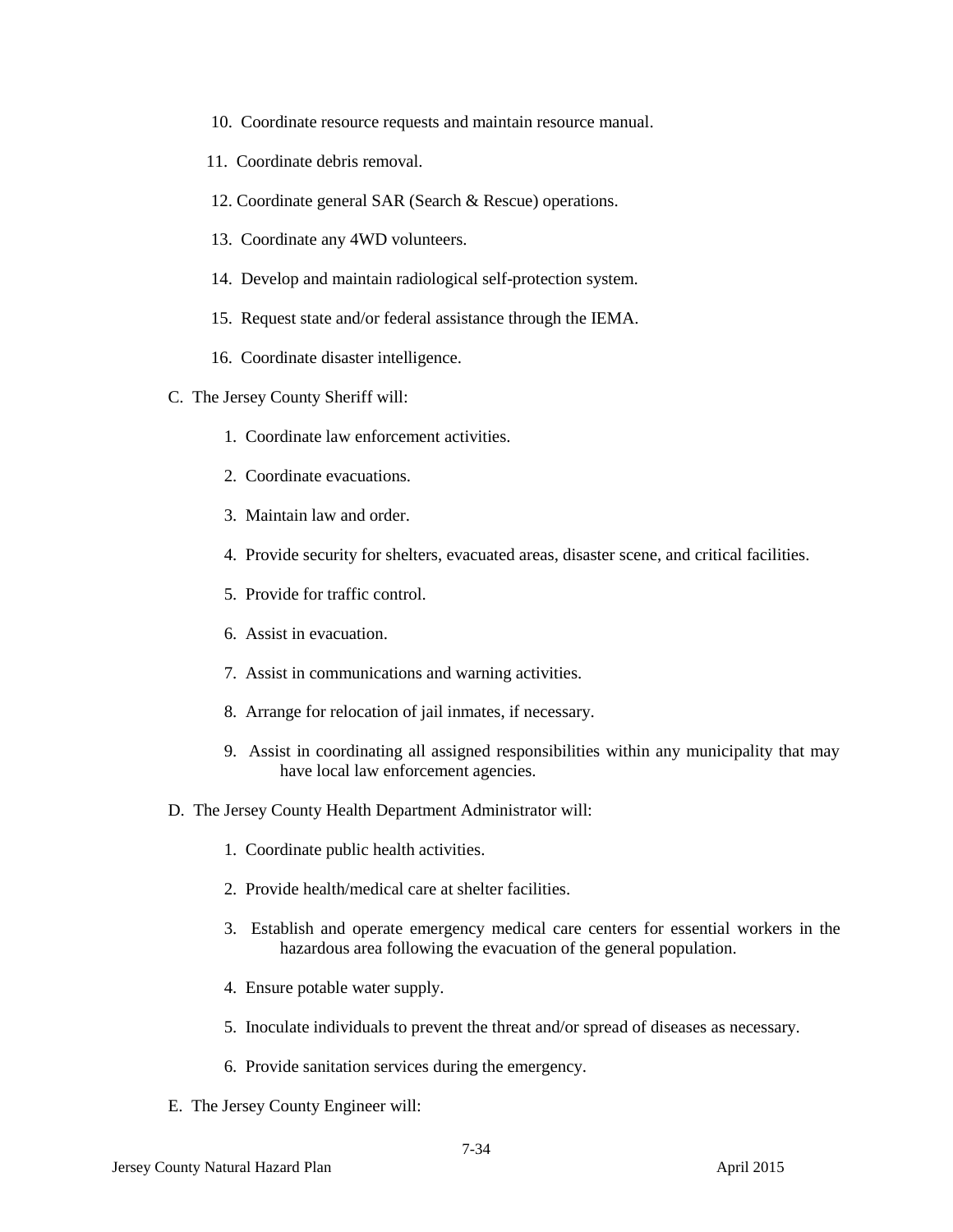10. Coordinate resource requests and maintain resource manual.

11. Coordinate debris removal.

12. Coordinate general SAR (Search & Rescue) operations.

13. Coordinate any 4WD volunteers.

14. Develop and maintain radiological self-protection system.

15. Request state and/or federal assistance through the IEMA.

16. Coordinate disaster intelligence.

C. The Jersey County Sheriff will:

1. Coordinate law enforcement activities.

2. Coordinate evacuations.

3. Maintain law and order.

4. Provide security for shelters, evacuated areas, disaster scene, and critical facilities.

5. Provide for traffic control.

6. Assist in evacuation.

7. Assist in communications and warning activities.

8. Arrange for relocation of jail inmates, if necessary.

9. Assist in coordinating all assigned responsibilities within any municipality that may have local law enforcement agencies.

D. The Jersey County Health Department Administrator will:

1. Coordinate public health activities.

2. Provide health/medical care at shelter facilities.

3. Establish and operate emergency medical care centers for essential workers in the hazardous area following the evacuation of the general population.

4. Ensure potable water supply.

5. Inoculate individuals to prevent the threat and/or spread of diseases as necessary.

6. Provide sanitation services during the emergency.

E. The Jersey County Engineer will: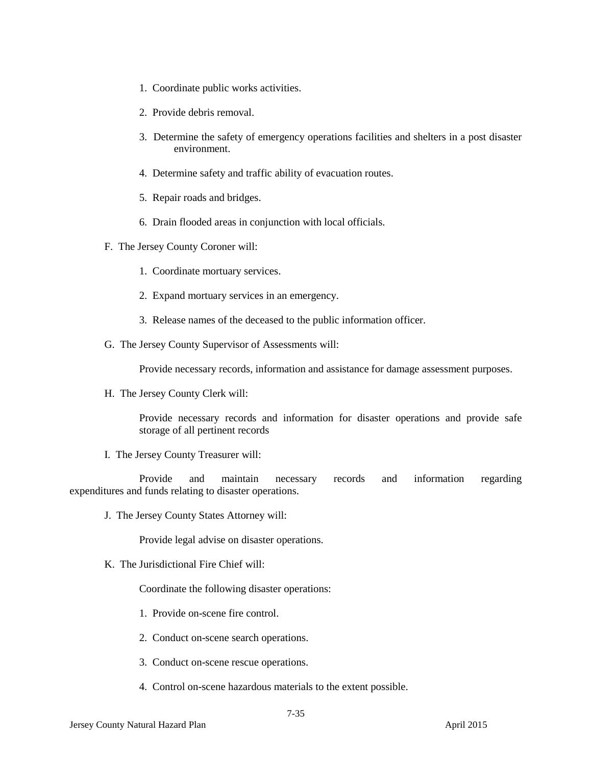1. Coordinate public works activities.

2. Provide debris removal.

3. Determine the safety of emergency operations facilities and shelters in a post disaster environment.

4. Determine safety and traffic ability of evacuation routes.

5. Repair roads and bridges.

6. Drain flooded areas in conjunction with local officials.

F. The Jersey County Coroner will:

1. Coordinate mortuary services.

2. Expand mortuary services in an emergency.

3. Release names of the deceased to the public information officer.

G. The Jersey County Supervisor of Assessments will:

Provide necessary records, information and assistance for damage assessment purposes.

H. The Jersey County Clerk will:

Provide necessary records and information for disaster operations and provide safe storage of all pertinent records

I. The Jersey County Treasurer will:

Provide and maintain necessary records and information regarding expenditures and funds relating to disaster operations.

J. The Jersey County States Attorney will:

Provide legal advise on disaster operations.

K. The Jurisdictional Fire Chief will:

Coordinate the following disaster operations:

1. Provide on-scene fire control.

2. Conduct on-scene search operations.

3. Conduct on-scene rescue operations.

4. Control on-scene hazardous materials to the extent possible.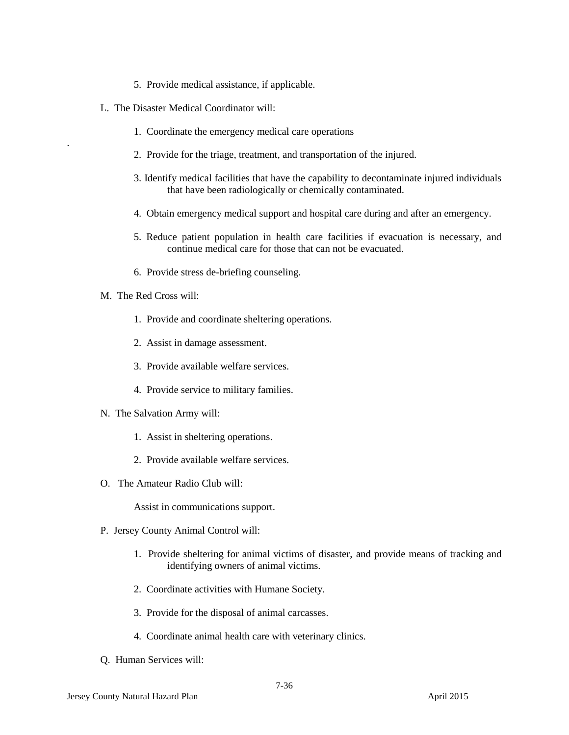5. Provide medical assistance, if applicable.

L. The Disaster Medical Coordinator will:

1. Coordinate the emergency medical care operations
2. Provide for the triage, treatment, and transportation of the injured.
3. Identify medical facilities that have the capability to decontaminate injured individuals that have been radiologically or chemically contaminated.
4. Obtain emergency medical support and hospital care during and after an emergency.
5. Reduce patient population in health care facilities if evacuation is necessary, and continue medical care for those that can not be evacuated.
6. Provide stress de-briefing counseling.

M. The Red Cross will:

1. Provide and coordinate sheltering operations.
2. Assist in damage assessment.
3. Provide available welfare services.
4. Provide service to military families.

N. The Salvation Army will:

1. Assist in sheltering operations.
2. Provide available welfare services.

O. The Amateur Radio Club will:

Assist in communications support.

P. Jersey County Animal Control will:

1. Provide sheltering for animal victims of disaster, and provide means of tracking and identifying owners of animal victims.
2. Coordinate activities with Humane Society.
3. Provide for the disposal of animal carcasses.
4. Coordinate animal health care with veterinary clinics.

Q. Human Services will: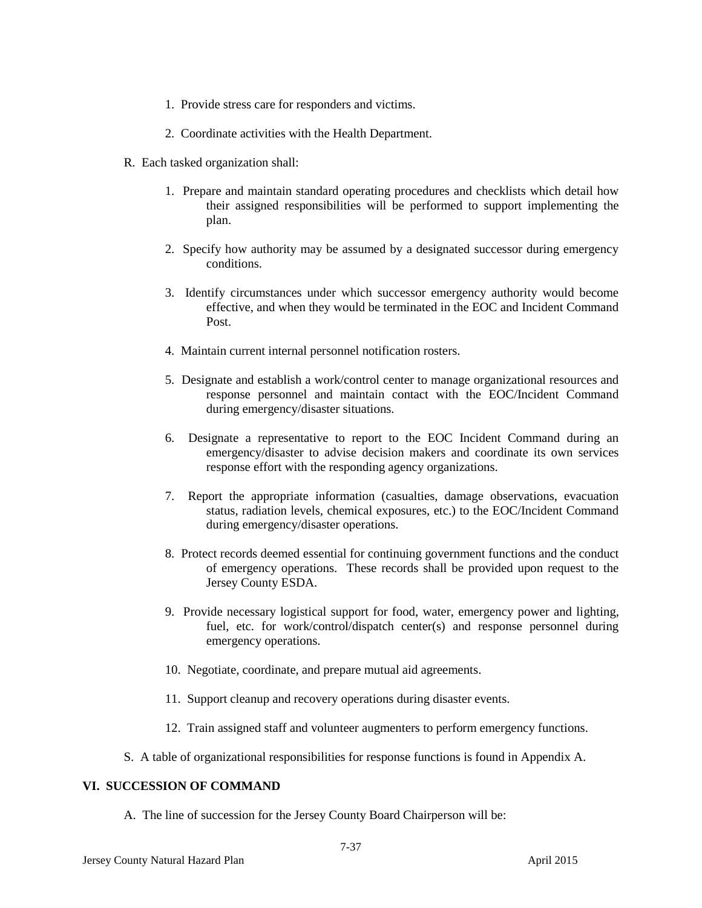1. Provide stress care for responders and victims.

2. Coordinate activities with the Health Department.

R. Each tasked organization shall:

1. Prepare and maintain standard operating procedures and checklists which detail how their assigned responsibilities will be performed to support implementing the plan.

2. Specify how authority may be assumed by a designated successor during emergency conditions.

3. Identify circumstances under which successor emergency authority would become effective, and when they would be terminated in the EOC and Incident Command Post.

4. Maintain current internal personnel notification rosters.

5. Designate and establish a work/control center to manage organizational resources and response personnel and maintain contact with the EOC/Incident Command during emergency/disaster situations.

6. Designate a representative to report to the EOC Incident Command during an emergency/disaster to advise decision makers and coordinate its own services response effort with the responding agency organizations.

7. Report the appropriate information (casualties, damage observations, evacuation status, radiation levels, chemical exposures, etc.) to the EOC/Incident Command during emergency/disaster operations.

8. Protect records deemed essential for continuing government functions and the conduct of emergency operations. These records shall be provided upon request to the Jersey County ESDA.

9. Provide necessary logistical support for food, water, emergency power and lighting, fuel, etc. for work/control/dispatch center(s) and response personnel during emergency operations.

10. Negotiate, coordinate, and prepare mutual aid agreements.

11. Support cleanup and recovery operations during disaster events.

12. Train assigned staff and volunteer augmenters to perform emergency functions.

S. A table of organizational responsibilities for response functions is found in Appendix A.

## VI. SUCCESSION OF COMMAND

A. The line of succession for the Jersey County Board Chairperson will be: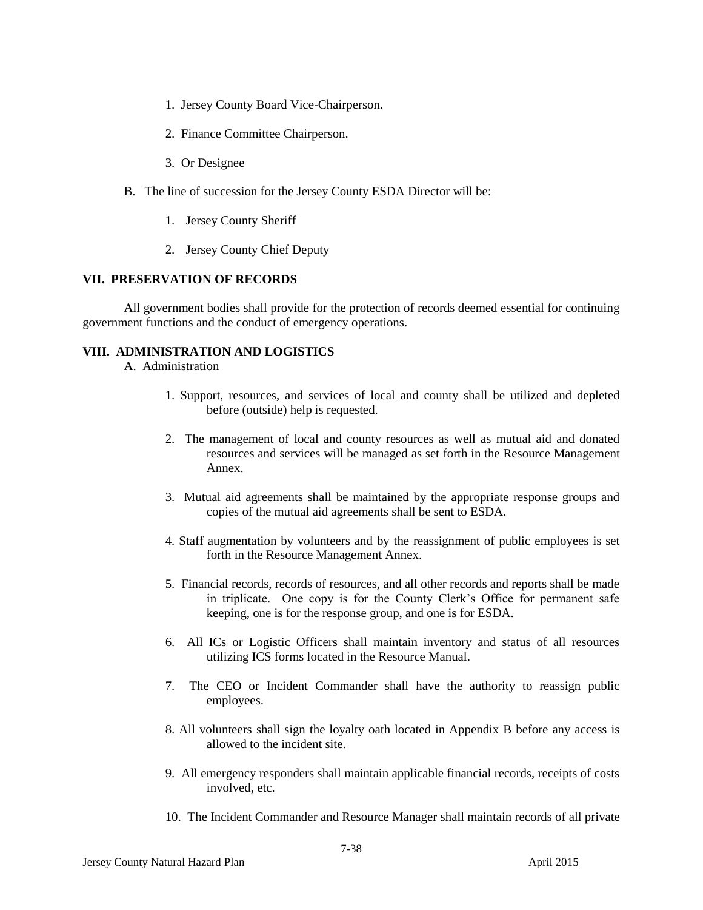1. Jersey County Board Vice-Chairperson.

2. Finance Committee Chairperson.

3. Or Designee

B. The line of succession for the Jersey County ESDA Director will be:

1. Jersey County Sheriff

2. Jersey County Chief Deputy

## VII. PRESERVATION OF RECORDS

All government bodies shall provide for the protection of records deemed essential for continuing government functions and the conduct of emergency operations.

## VIII. ADMINISTRATION AND LOGISTICS

A. Administration

1. Support, resources, and services of local and county shall be utilized and depleted before (outside) help is requested.

2. The management of local and county resources as well as mutual aid and donated resources and services will be managed as set forth in the Resource Management Annex.

3. Mutual aid agreements shall be maintained by the appropriate response groups and copies of the mutual aid agreements shall be sent to ESDA.

4. Staff augmentation by volunteers and by the reassignment of public employees is set forth in the Resource Management Annex.

5. Financial records, records of resources, and all other records and reports shall be made in triplicate. One copy is for the County Clerk's Office for permanent safe keeping, one is for the response group, and one is for ESDA.

6. All ICs or Logistic Officers shall maintain inventory and status of all resources utilizing ICS forms located in the Resource Manual.

7. The CEO or Incident Commander shall have the authority to reassign public employees.

8. All volunteers shall sign the loyalty oath located in Appendix B before any access is allowed to the incident site.

9. All emergency responders shall maintain applicable financial records, receipts of costs involved, etc.

10. The Incident Commander and Resource Manager shall maintain records of all private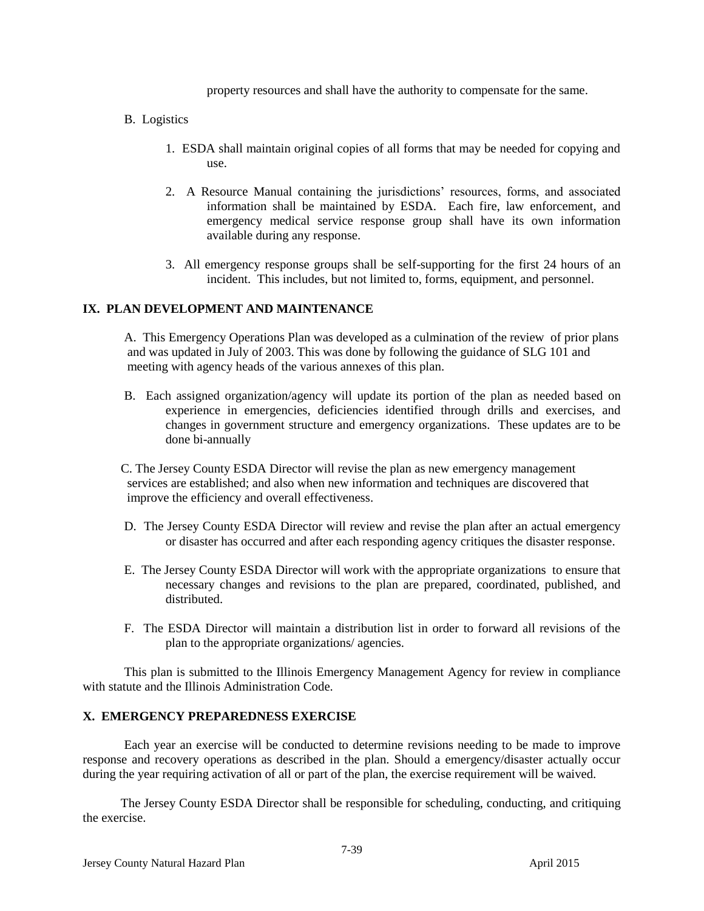property resources and shall have the authority to compensate for the same.

B. Logistics

1. ESDA shall maintain original copies of all forms that may be needed for copying and use.

2. A Resource Manual containing the jurisdictions' resources, forms, and associated information shall be maintained by ESDA. Each fire, law enforcement, and emergency medical service response group shall have its own information available during any response.

3. All emergency response groups shall be self-supporting for the first 24 hours of an incident. This includes, but not limited to, forms, equipment, and personnel.

## IX. PLAN DEVELOPMENT AND MAINTENANCE

A. This Emergency Operations Plan was developed as a culmination of the review of prior plans and was updated in July of 2003. This was done by following the guidance of SLG 101 and meeting with agency heads of the various annexes of this plan.

B. Each assigned organization/agency will update its portion of the plan as needed based on experience in emergencies, deficiencies identified through drills and exercises, and changes in government structure and emergency organizations. These updates are to be done bi-annually

C. The Jersey County ESDA Director will revise the plan as new emergency management services are established; and also when new information and techniques are discovered that improve the efficiency and overall effectiveness.

D. The Jersey County ESDA Director will review and revise the plan after an actual emergency or disaster has occurred and after each responding agency critiques the disaster response.

E. The Jersey County ESDA Director will work with the appropriate organizations to ensure that necessary changes and revisions to the plan are prepared, coordinated, published, and distributed.

F. The ESDA Director will maintain a distribution list in order to forward all revisions of the plan to the appropriate organizations/ agencies.

This plan is submitted to the Illinois Emergency Management Agency for review in compliance with statute and the Illinois Administration Code.

## X. EMERGENCY PREPAREDNESS EXERCISE

Each year an exercise will be conducted to determine revisions needing to be made to improve response and recovery operations as described in the plan. Should a emergency/disaster actually occur during the year requiring activation of all or part of the plan, the exercise requirement will be waived.

The Jersey County ESDA Director shall be responsible for scheduling, conducting, and critiquing the exercise.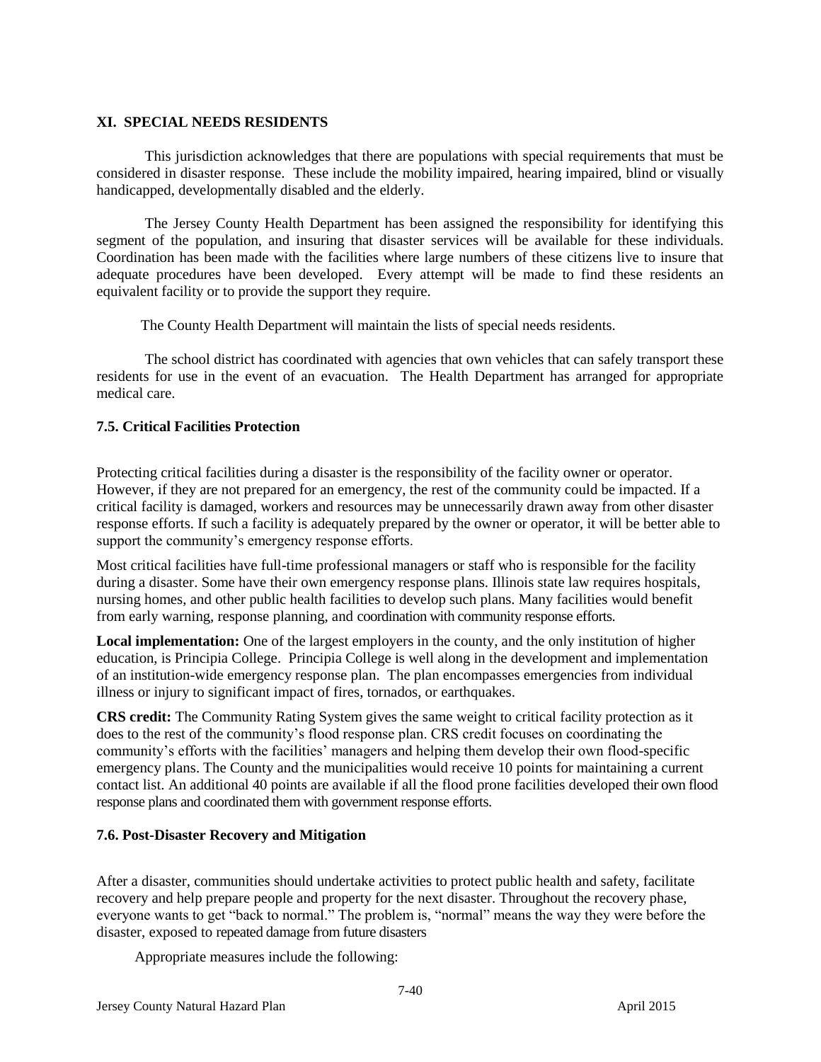## XI. SPECIAL NEEDS RESIDENTS

This jurisdiction acknowledges that there are populations with special requirements that must be considered in disaster response. These include the mobility impaired, hearing impaired, blind or visually handicapped, developmentally disabled and the elderly.

The Jersey County Health Department has been assigned the responsibility for identifying this segment of the population, and insuring that disaster services will be available for these individuals. Coordination has been made with the facilities where large numbers of these citizens live to insure that adequate procedures have been developed. Every attempt will be made to find these residents an equivalent facility or to provide the support they require.

The County Health Department will maintain the lists of special needs residents.

The school district has coordinated with agencies that own vehicles that can safely transport these residents for use in the event of an evacuation. The Health Department has arranged for appropriate medical care.

### 7.5. Critical Facilities Protection

Protecting critical facilities during a disaster is the responsibility of the facility owner or operator. However, if they are not prepared for an emergency, the rest of the community could be impacted. If a critical facility is damaged, workers and resources may be unnecessarily drawn away from other disaster response efforts. If such a facility is adequately prepared by the owner or operator, it will be better able to support the community's emergency response efforts.

Most critical facilities have full-time professional managers or staff who is responsible for the facility during a disaster. Some have their own emergency response plans. Illinois state law requires hospitals, nursing homes, and other public health facilities to develop such plans. Many facilities would benefit from early warning, response planning, and coordination with community response efforts.

**Local implementation:** One of the largest employers in the county, and the only institution of higher education, is Principia College. Principia College is well along in the development and implementation of an institution-wide emergency response plan. The plan encompasses emergencies from individual illness or injury to significant impact of fires, tornados, or earthquakes.

**CRS credit:** The Community Rating System gives the same weight to critical facility protection as it does to the rest of the community's flood response plan. CRS credit focuses on coordinating the community's efforts with the facilities' managers and helping them develop their own flood-specific emergency plans. The County and the municipalities would receive 10 points for maintaining a current contact list. An additional 40 points are available if all the flood prone facilities developed their own flood response plans and coordinated them with government response efforts.

### 7.6. Post-Disaster Recovery and Mitigation

After a disaster, communities should undertake activities to protect public health and safety, facilitate recovery and help prepare people and property for the next disaster. Throughout the recovery phase, everyone wants to get "back to normal." The problem is, "normal" means the way they were before the disaster, exposed to repeated damage from future disasters

Appropriate measures include the following: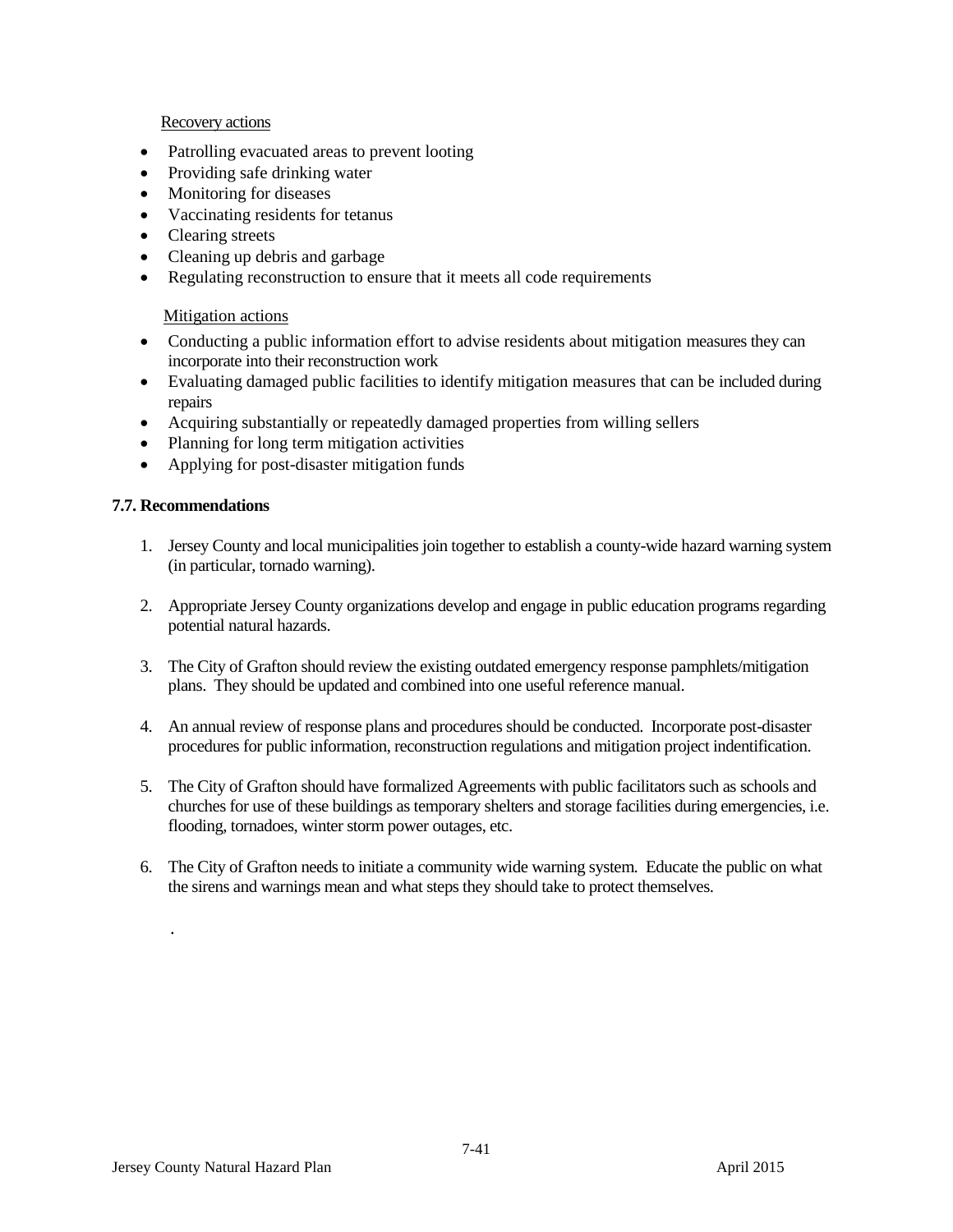Recovery actions

- Patrolling evacuated areas to prevent looting
- Providing safe drinking water
- Monitoring for diseases
- Vaccinating residents for tetanus
- Clearing streets
- Cleaning up debris and garbage
- Regulating reconstruction to ensure that it meets all code requirements

Mitigation actions

- Conducting a public information effort to advise residents about mitigation measures they can incorporate into their reconstruction work
- Evaluating damaged public facilities to identify mitigation measures that can be included during repairs
- Acquiring substantially or repeatedly damaged properties from willing sellers
- Planning for long term mitigation activities
- Applying for post-disaster mitigation funds

**7.7. Recommendations**

1. Jersey County and local municipalities join together to establish a county-wide hazard warning system (in particular, tornado warning).

2. Appropriate Jersey County organizations develop and engage in public education programs regarding potential natural hazards.

3. The City of Grafton should review the existing outdated emergency response pamphlets/mitigation plans. They should be updated and combined into one useful reference manual.

4. An annual review of response plans and procedures should be conducted. Incorporate post-disaster procedures for public information, reconstruction regulations and mitigation project indentification.

5. The City of Grafton should have formalized Agreements with public facilitators such as schools and churches for use of these buildings as temporary shelters and storage facilities during emergencies, i.e. flooding, tornadoes, winter storm power outages, etc.

6. The City of Grafton needs to initiate a community wide warning system. Educate the public on what the sirens and warnings mean and what steps they should take to protect themselves.

.